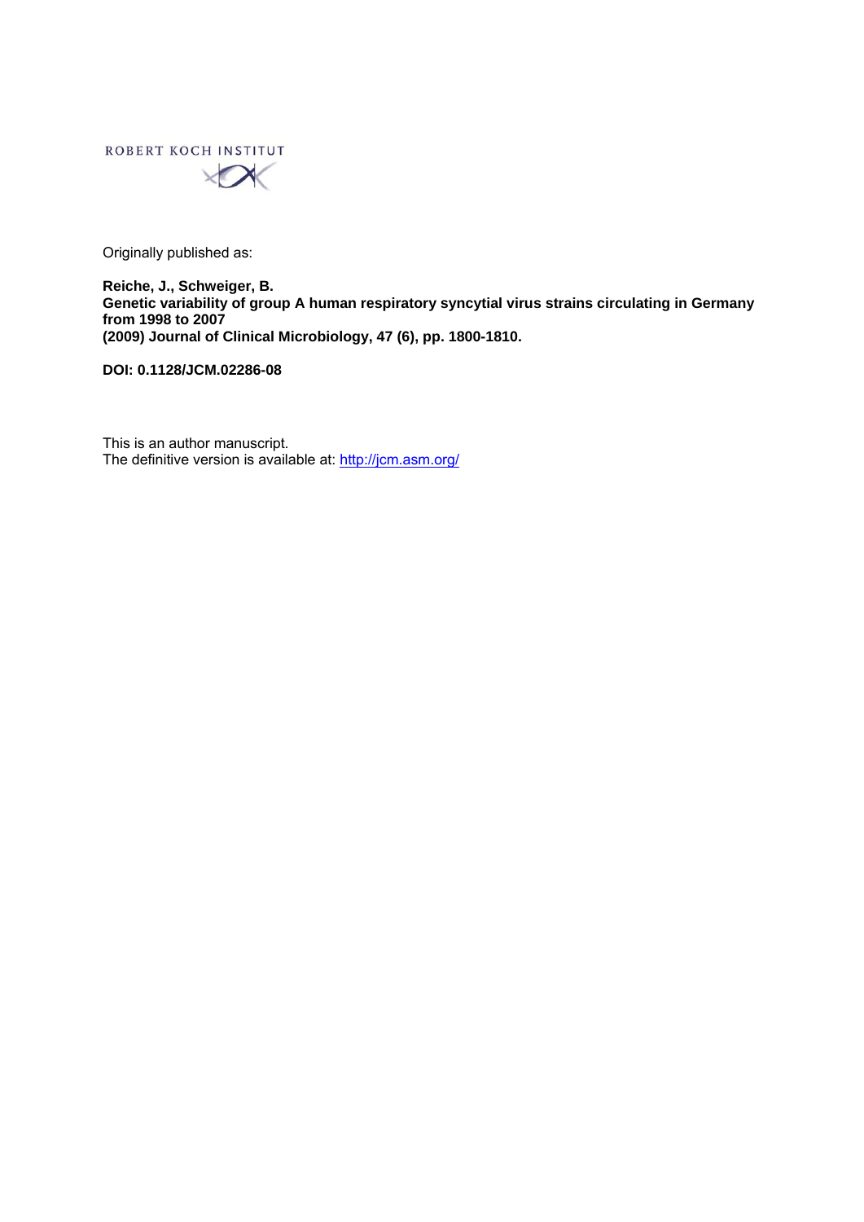ROBERT KOCH INSTITUT

Originally published as:

**Reiche, J., Schweiger, B.**
**Genetic variability of group A human respiratory syncytial virus strains circulating in Germany from 1998 to 2007**
**(2009) Journal of Clinical Microbiology, 47 (6), pp. 1800-1810.**

**DOI: 0.1128/JCM.02286-08**

This is an author manuscript.
The definitive version is available at: http://jcm.asm.org/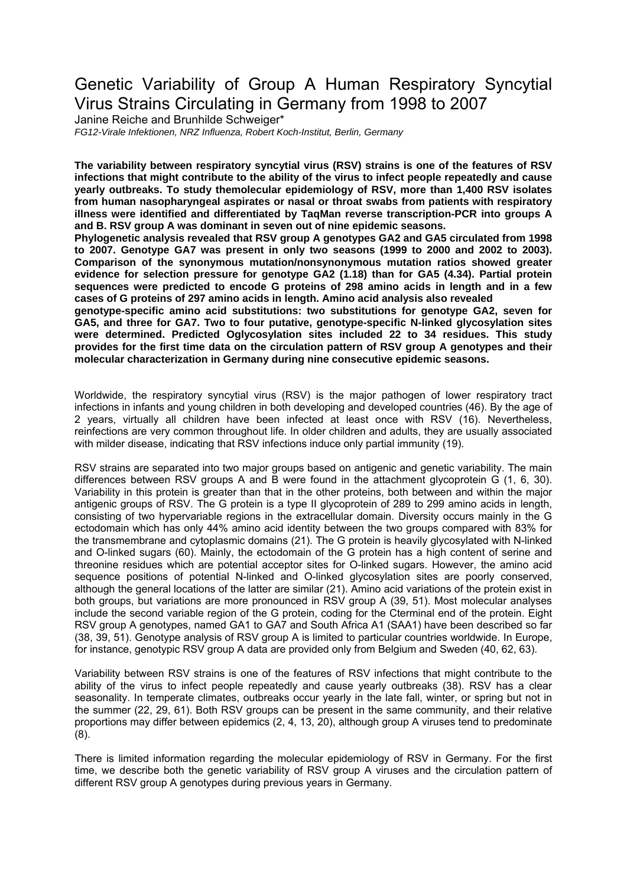# Genetic Variability of Group A Human Respiratory Syncytial Virus Strains Circulating in Germany from 1998 to 2007

Janine Reiche and Brunhilde Schweiger*

*FG12-Virale Infektionen, NRZ Influenza, Robert Koch-Institut, Berlin, Germany*

**The variability between respiratory syncytial virus (RSV) strains is one of the features of RSV infections that might contribute to the ability of the virus to infect people repeatedly and cause yearly outbreaks. To study themolecular epidemiology of RSV, more than 1,400 RSV isolates from human nasopharyngeal aspirates or nasal or throat swabs from patients with respiratory illness were identified and differentiated by TaqMan reverse transcription-PCR into groups A and B. RSV group A was dominant in seven out of nine epidemic seasons.**

**Phylogenetic analysis revealed that RSV group A genotypes GA2 and GA5 circulated from 1998 to 2007. Genotype GA7 was present in only two seasons (1999 to 2000 and 2002 to 2003). Comparison of the synonymous mutation/nonsynonymous mutation ratios showed greater evidence for selection pressure for genotype GA2 (1.18) than for GA5 (4.34). Partial protein sequences were predicted to encode G proteins of 298 amino acids in length and in a few cases of G proteins of 297 amino acids in length. Amino acid analysis also revealed genotype-specific amino acid substitutions: two substitutions for genotype GA2, seven for GA5, and three for GA7. Two to four putative, genotype-specific N-linked glycosylation sites were determined. Predicted Oglycosylation sites included 22 to 34 residues. This study provides for the first time data on the circulation pattern of RSV group A genotypes and their molecular characterization in Germany during nine consecutive epidemic seasons.**

Worldwide, the respiratory syncytial virus (RSV) is the major pathogen of lower respiratory tract infections in infants and young children in both developing and developed countries (46). By the age of 2 years, virtually all children have been infected at least once with RSV (16). Nevertheless, reinfections are very common throughout life. In older children and adults, they are usually associated with milder disease, indicating that RSV infections induce only partial immunity (19).

RSV strains are separated into two major groups based on antigenic and genetic variability. The main differences between RSV groups A and B were found in the attachment glycoprotein G (1, 6, 30). Variability in this protein is greater than that in the other proteins, both between and within the major antigenic groups of RSV. The G protein is a type II glycoprotein of 289 to 299 amino acids in length, consisting of two hypervariable regions in the extracellular domain. Diversity occurs mainly in the G ectodomain which has only 44% amino acid identity between the two groups compared with 83% for the transmembrane and cytoplasmic domains (21). The G protein is heavily glycosylated with N-linked and O-linked sugars (60). Mainly, the ectodomain of the G protein has a high content of serine and threonine residues which are potential acceptor sites for O-linked sugars. However, the amino acid sequence positions of potential N-linked and O-linked glycosylation sites are poorly conserved, although the general locations of the latter are similar (21). Amino acid variations of the protein exist in both groups, but variations are more pronounced in RSV group A (39, 51). Most molecular analyses include the second variable region of the G protein, coding for the Cterminal end of the protein. Eight RSV group A genotypes, named GA1 to GA7 and South Africa A1 (SAA1) have been described so far (38, 39, 51). Genotype analysis of RSV group A is limited to particular countries worldwide. In Europe, for instance, genotypic RSV group A data are provided only from Belgium and Sweden (40, 62, 63).

Variability between RSV strains is one of the features of RSV infections that might contribute to the ability of the virus to infect people repeatedly and cause yearly outbreaks (38). RSV has a clear seasonality. In temperate climates, outbreaks occur yearly in the late fall, winter, or spring but not in the summer (22, 29, 61). Both RSV groups can be present in the same community, and their relative proportions may differ between epidemics (2, 4, 13, 20), although group A viruses tend to predominate (8).

There is limited information regarding the molecular epidemiology of RSV in Germany. For the first time, we describe both the genetic variability of RSV group A viruses and the circulation pattern of different RSV group A genotypes during previous years in Germany.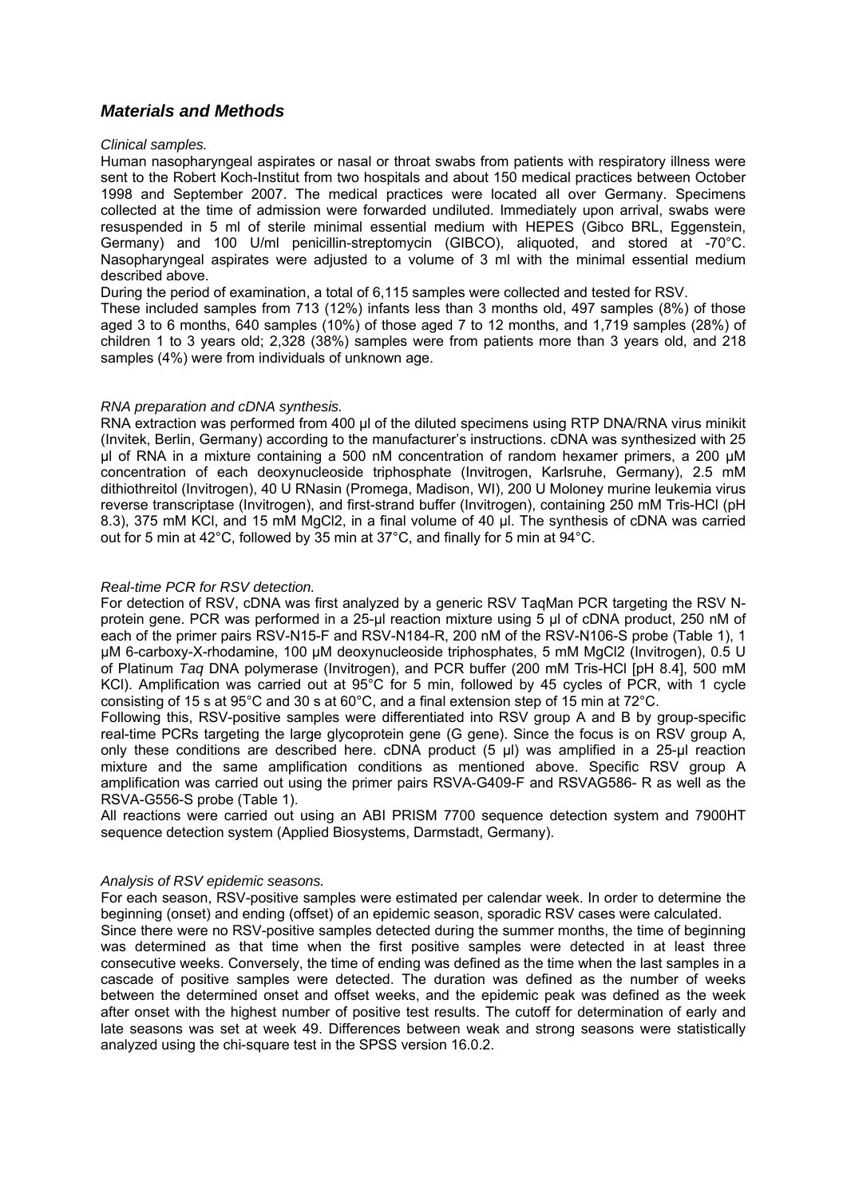## *Materials and Methods*

*Clinical samples.*

Human nasopharyngeal aspirates or nasal or throat swabs from patients with respiratory illness were sent to the Robert Koch-Institut from two hospitals and about 150 medical practices between October 1998 and September 2007. The medical practices were located all over Germany. Specimens collected at the time of admission were forwarded undiluted. Immediately upon arrival, swabs were resuspended in 5 ml of sterile minimal essential medium with HEPES (Gibco BRL, Eggenstein, Germany) and 100 U/ml penicillin-streptomycin (GIBCO), aliquoted, and stored at -70°C. Nasopharyngeal aspirates were adjusted to a volume of 3 ml with the minimal essential medium described above.

During the period of examination, a total of 6,115 samples were collected and tested for RSV.

These included samples from 713 (12%) infants less than 3 months old, 497 samples (8%) of those aged 3 to 6 months, 640 samples (10%) of those aged 7 to 12 months, and 1,719 samples (28%) of children 1 to 3 years old; 2,328 (38%) samples were from patients more than 3 years old, and 218 samples (4%) were from individuals of unknown age.

*RNA preparation and cDNA synthesis.*

RNA extraction was performed from 400 µl of the diluted specimens using RTP DNA/RNA virus minikit (Invitek, Berlin, Germany) according to the manufacturer's instructions. cDNA was synthesized with 25 µl of RNA in a mixture containing a 500 nM concentration of random hexamer primers, a 200 µM concentration of each deoxynucleoside triphosphate (Invitrogen, Karlsruhe, Germany), 2.5 mM dithiothreitol (Invitrogen), 40 U RNasin (Promega, Madison, WI), 200 U Moloney murine leukemia virus reverse transcriptase (Invitrogen), and first-strand buffer (Invitrogen), containing 250 mM Tris-HCl (pH 8.3), 375 mM KCl, and 15 mM $MgCl_2$, in a final volume of 40 µl. The synthesis of cDNA was carried out for 5 min at 42°C, followed by 35 min at 37°C, and finally for 5 min at 94°C.

*Real-time PCR for RSV detection.*

For detection of RSV, cDNA was first analyzed by a generic RSV TaqMan PCR targeting the RSV N-protein gene. PCR was performed in a 25-µl reaction mixture using 5 µl of cDNA product, 250 nM of each of the primer pairs RSV-N15-F and RSV-N184-R, 200 nM of the RSV-N106-S probe (Table 1), 1 µM 6-carboxy-X-rhodamine, 100 µM deoxynucleoside triphosphates, 5 mM $MgCl_2$ (Invitrogen), 0.5 U of Platinum *Taq* DNA polymerase (Invitrogen), and PCR buffer (200 mM Tris-HCl [pH 8.4], 500 mM KCl). Amplification was carried out at 95°C for 5 min, followed by 45 cycles of PCR, with 1 cycle consisting of 15 s at 95°C and 30 s at 60°C, and a final extension step of 15 min at 72°C.

Following this, RSV-positive samples were differentiated into RSV group A and B by group-specific real-time PCRs targeting the large glycoprotein gene (G gene). Since the focus is on RSV group A, only these conditions are described here. cDNA product (5 µl) was amplified in a 25-µl reaction mixture and the same amplification conditions as mentioned above. Specific RSV group A amplification was carried out using the primer pairs RSVA-G409-F and RSVAG586- R as well as the RSVA-G556-S probe (Table 1).

All reactions were carried out using an ABI PRISM 7700 sequence detection system and 7900HT sequence detection system (Applied Biosystems, Darmstadt, Germany).

*Analysis of RSV epidemic seasons.*

For each season, RSV-positive samples were estimated per calendar week. In order to determine the beginning (onset) and ending (offset) of an epidemic season, sporadic RSV cases were calculated.

Since there were no RSV-positive samples detected during the summer months, the time of beginning was determined as that time when the first positive samples were detected in at least three consecutive weeks. Conversely, the time of ending was defined as the time when the last samples in a cascade of positive samples were detected. The duration was defined as the number of weeks between the determined onset and offset weeks, and the epidemic peak was defined as the week after onset with the highest number of positive test results. The cutoff for determination of early and late seasons was set at week 49. Differences between weak and strong seasons were statistically analyzed using the chi-square test in the SPSS version 16.0.2.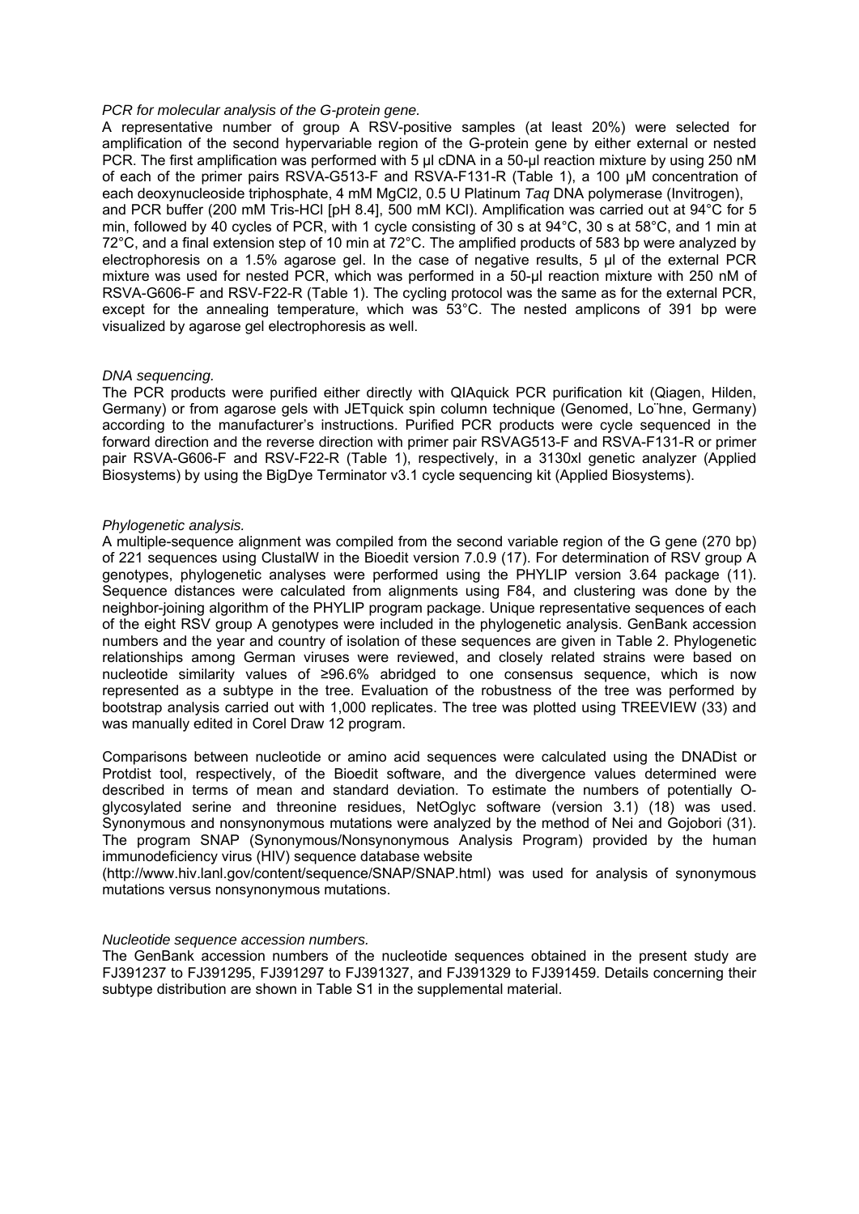*PCR for molecular analysis of the G-protein gene.*

A representative number of group A RSV-positive samples (at least 20%) were selected for amplification of the second hypervariable region of the G-protein gene by either external or nested PCR. The first amplification was performed with 5 µl cDNA in a 50-µl reaction mixture by using 250 nM of each of the primer pairs RSVA-G513-F and RSVA-F131-R (Table 1), a 100 µM concentration of each deoxynucleoside triphosphate, 4 mM $MgCl_2$, 0.5 U Platinum *Taq* DNA polymerase (Invitrogen), and PCR buffer (200 mM Tris-HCl [pH 8.4], 500 mM KCl). Amplification was carried out at 94°C for 5 min, followed by 40 cycles of PCR, with 1 cycle consisting of 30 s at 94°C, 30 s at 58°C, and 1 min at 72°C, and a final extension step of 10 min at 72°C. The amplified products of 583 bp were analyzed by electrophoresis on a 1.5% agarose gel. In the case of negative results, 5 µl of the external PCR mixture was used for nested PCR, which was performed in a 50-µl reaction mixture with 250 nM of RSVA-G606-F and RSV-F22-R (Table 1). The cycling protocol was the same as for the external PCR, except for the annealing temperature, which was 53°C. The nested amplicons of 391 bp were visualized by agarose gel electrophoresis as well.

*DNA sequencing.*

The PCR products were purified either directly with QIAquick PCR purification kit (Qiagen, Hilden, Germany) or from agarose gels with JETquick spin column technique (Genomed, Löhne, Germany) according to the manufacturer's instructions. Purified PCR products were cycle sequenced in the forward direction and the reverse direction with primer pair RSVAG513-F and RSVA-F131-R or primer pair RSVA-G606-F and RSV-F22-R (Table 1), respectively, in a 3130xl genetic analyzer (Applied Biosystems) by using the BigDye Terminator v3.1 cycle sequencing kit (Applied Biosystems).

*Phylogenetic analysis.*

A multiple-sequence alignment was compiled from the second variable region of the G gene (270 bp) of 221 sequences using ClustalW in the Bioedit version 7.0.9 (17). For determination of RSV group A genotypes, phylogenetic analyses were performed using the PHYLIP version 3.64 package (11). Sequence distances were calculated from alignments using F84, and clustering was done by the neighbor-joining algorithm of the PHYLIP program package. Unique representative sequences of each of the eight RSV group A genotypes were included in the phylogenetic analysis. GenBank accession numbers and the year and country of isolation of these sequences are given in Table 2. Phylogenetic relationships among German viruses were reviewed, and closely related strains were based on nucleotide similarity values of ≥96.6% abridged to one consensus sequence, which is now represented as a subtype in the tree. Evaluation of the robustness of the tree was performed by bootstrap analysis carried out with 1,000 replicates. The tree was plotted using TREEVIEW (33) and was manually edited in Corel Draw 12 program.

Comparisons between nucleotide or amino acid sequences were calculated using the DNADist or Protdist tool, respectively, of the Bioedit software, and the divergence values determined were described in terms of mean and standard deviation. To estimate the numbers of potentially O-glycosylated serine and threonine residues, NetOglyc software (version 3.1) (18) was used. Synonymous and nonsynonymous mutations were analyzed by the method of Nei and Gojobori (31). The program SNAP (Synonymous/Nonsynonymous Analysis Program) provided by the human immunodeficiency virus (HIV) sequence database website (http://www.hiv.lanl.gov/content/sequence/SNAP/SNAP.html) was used for analysis of synonymous mutations versus nonsynonymous mutations.

*Nucleotide sequence accession numbers.*

The GenBank accession numbers of the nucleotide sequences obtained in the present study are FJ391237 to FJ391295, FJ391297 to FJ391327, and FJ391329 to FJ391459. Details concerning their subtype distribution are shown in Table S1 in the supplemental material.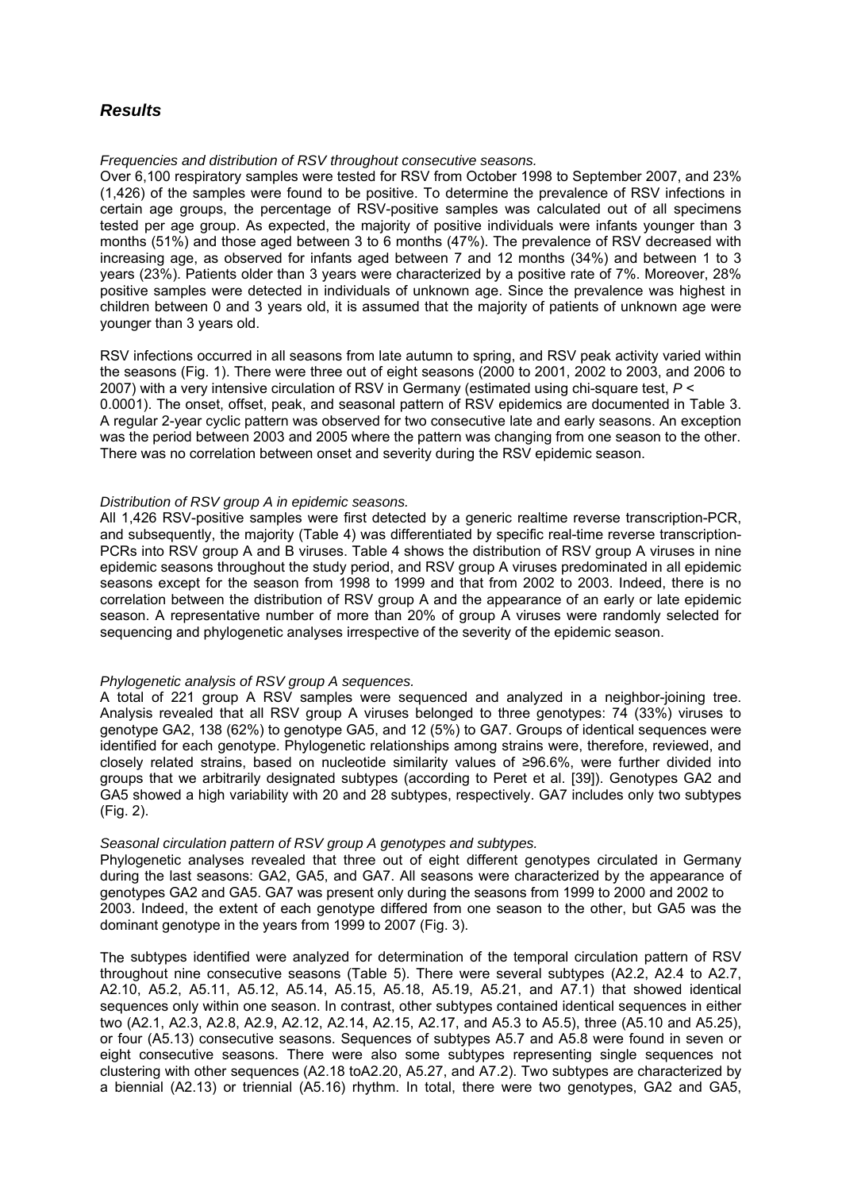## *Results*

*Frequencies and distribution of RSV throughout consecutive seasons.*

Over 6,100 respiratory samples were tested for RSV from October 1998 to September 2007, and 23% (1,426) of the samples were found to be positive. To determine the prevalence of RSV infections in certain age groups, the percentage of RSV-positive samples was calculated out of all specimens tested per age group. As expected, the majority of positive individuals were infants younger than 3 months (51%) and those aged between 3 to 6 months (47%). The prevalence of RSV decreased with increasing age, as observed for infants aged between 7 and 12 months (34%) and between 1 to 3 years (23%). Patients older than 3 years were characterized by a positive rate of 7%. Moreover, 28% positive samples were detected in individuals of unknown age. Since the prevalence was highest in children between 0 and 3 years old, it is assumed that the majority of patients of unknown age were younger than 3 years old.

RSV infections occurred in all seasons from late autumn to spring, and RSV peak activity varied within the seasons (Fig. 1). There were three out of eight seasons (2000 to 2001, 2002 to 2003, and 2006 to 2007) with a very intensive circulation of RSV in Germany (estimated using chi-square test, $P <$ 0.0001). The onset, offset, peak, and seasonal pattern of RSV epidemics are documented in Table 3. A regular 2-year cyclic pattern was observed for two consecutive late and early seasons. An exception was the period between 2003 and 2005 where the pattern was changing from one season to the other. There was no correlation between onset and severity during the RSV epidemic season.

*Distribution of RSV group A in epidemic seasons.*

All 1,426 RSV-positive samples were first detected by a generic realtime reverse transcription-PCR, and subsequently, the majority (Table 4) was differentiated by specific real-time reverse transcription-PCRs into RSV group A and B viruses. Table 4 shows the distribution of RSV group A viruses in nine epidemic seasons throughout the study period, and RSV group A viruses predominated in all epidemic seasons except for the season from 1998 to 1999 and that from 2002 to 2003. Indeed, there is no correlation between the distribution of RSV group A and the appearance of an early or late epidemic season. A representative number of more than 20% of group A viruses were randomly selected for sequencing and phylogenetic analyses irrespective of the severity of the epidemic season.

*Phylogenetic analysis of RSV group A sequences.*

A total of 221 group A RSV samples were sequenced and analyzed in a neighbor-joining tree. Analysis revealed that all RSV group A viruses belonged to three genotypes: 74 (33%) viruses to genotype GA2, 138 (62%) to genotype GA5, and 12 (5%) to GA7. Groups of identical sequences were identified for each genotype. Phylogenetic relationships among strains were, therefore, reviewed, and closely related strains, based on nucleotide similarity values of ≥96.6%, were further divided into groups that we arbitrarily designated subtypes (according to Peret et al. [39]). Genotypes GA2 and GA5 showed a high variability with 20 and 28 subtypes, respectively. GA7 includes only two subtypes (Fig. 2).

*Seasonal circulation pattern of RSV group A genotypes and subtypes.*

Phylogenetic analyses revealed that three out of eight different genotypes circulated in Germany during the last seasons: GA2, GA5, and GA7. All seasons were characterized by the appearance of genotypes GA2 and GA5. GA7 was present only during the seasons from 1999 to 2000 and 2002 to 2003. Indeed, the extent of each genotype differed from one season to the other, but GA5 was the dominant genotype in the years from 1999 to 2007 (Fig. 3).

The subtypes identified were analyzed for determination of the temporal circulation pattern of RSV throughout nine consecutive seasons (Table 5). There were several subtypes (A2.2, A2.4 to A2.7, A2.10, A5.2, A5.11, A5.12, A5.14, A5.15, A5.18, A5.19, A5.21, and A7.1) that showed identical sequences only within one season. In contrast, other subtypes contained identical sequences in either two (A2.1, A2.3, A2.8, A2.9, A2.12, A2.14, A2.15, A2.17, and A5.3 to A5.5), three (A5.10 and A5.25), or four (A5.13) consecutive seasons. Sequences of subtypes A5.7 and A5.8 were found in seven or eight consecutive seasons. There were also some subtypes representing single sequences not clustering with other sequences (A2.18 toA2.20, A5.27, and A7.2). Two subtypes are characterized by a biennial (A2.13) or triennial (A5.16) rhythm. In total, there were two genotypes, GA2 and GA5,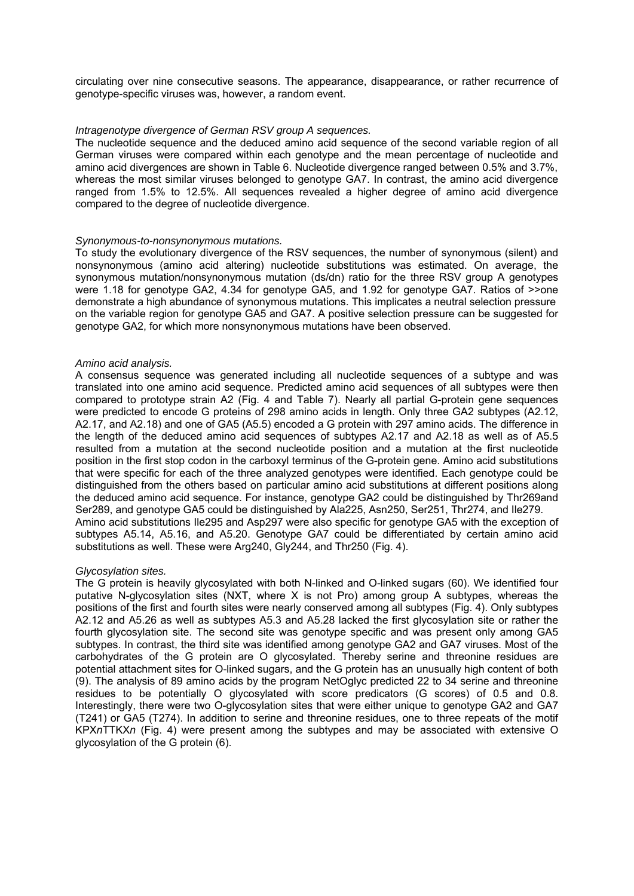circulating over nine consecutive seasons. The appearance, disappearance, or rather recurrence of genotype-specific viruses was, however, a random event.

*Intragenotype divergence of German RSV group A sequences.*

The nucleotide sequence and the deduced amino acid sequence of the second variable region of all German viruses were compared within each genotype and the mean percentage of nucleotide and amino acid divergences are shown in Table 6. Nucleotide divergence ranged between 0.5% and 3.7%, whereas the most similar viruses belonged to genotype GA7. In contrast, the amino acid divergence ranged from 1.5% to 12.5%. All sequences revealed a higher degree of amino acid divergence compared to the degree of nucleotide divergence.

*Synonymous-to-nonsynonymous mutations.*

To study the evolutionary divergence of the RSV sequences, the number of synonymous (silent) and nonsynonymous (amino acid altering) nucleotide substitutions was estimated. On average, the synonymous mutation/nonsynonymous mutation (ds/dn) ratio for the three RSV group A genotypes were 1.18 for genotype GA2, 4.34 for genotype GA5, and 1.92 for genotype GA7. Ratios of >>one demonstrate a high abundance of synonymous mutations. This implicates a neutral selection pressure on the variable region for genotype GA5 and GA7. A positive selection pressure can be suggested for genotype GA2, for which more nonsynonymous mutations have been observed.

*Amino acid analysis.*

A consensus sequence was generated including all nucleotide sequences of a subtype and was translated into one amino acid sequence. Predicted amino acid sequences of all subtypes were then compared to prototype strain A2 (Fig. 4 and Table 7). Nearly all partial G-protein gene sequences were predicted to encode G proteins of 298 amino acids in length. Only three GA2 subtypes (A2.12, A2.17, and A2.18) and one of GA5 (A5.5) encoded a G protein with 297 amino acids. The difference in the length of the deduced amino acid sequences of subtypes A2.17 and A2.18 as well as of A5.5 resulted from a mutation at the second nucleotide position and a mutation at the first nucleotide position in the first stop codon in the carboxyl terminus of the G-protein gene. Amino acid substitutions that were specific for each of the three analyzed genotypes were identified. Each genotype could be distinguished from the others based on particular amino acid substitutions at different positions along the deduced amino acid sequence. For instance, genotype GA2 could be distinguished by Thr269and Ser289, and genotype GA5 could be distinguished by Ala225, Asn250, Ser251, Thr274, and Ile279. Amino acid substitutions Ile295 and Asp297 were also specific for genotype GA5 with the exception of subtypes A5.14, A5.16, and A5.20. Genotype GA7 could be differentiated by certain amino acid substitutions as well. These were Arg240, Gly244, and Thr250 (Fig. 4).

*Glycosylation sites.*

The G protein is heavily glycosylated with both N-linked and O-linked sugars (60). We identified four putative N-glycosylation sites (NXT, where X is not Pro) among group A subtypes, whereas the positions of the first and fourth sites were nearly conserved among all subtypes (Fig. 4). Only subtypes A2.12 and A5.26 as well as subtypes A5.3 and A5.28 lacked the first glycosylation site or rather the fourth glycosylation site. The second site was genotype specific and was present only among GA5 subtypes. In contrast, the third site was identified among genotype GA2 and GA7 viruses. Most of the carbohydrates of the G protein are O glycosylated. Thereby serine and threonine residues are potential attachment sites for O-linked sugars, and the G protein has an unusually high content of both (9). The analysis of 89 amino acids by the program NetOglyc predicted 22 to 34 serine and threonine residues to be potentially O glycosylated with score predicators (G scores) of 0.5 and 0.8. Interestingly, there were two O-glycosylation sites that were either unique to genotype GA2 and GA7 (T241) or GA5 (T274). In addition to serine and threonine residues, one to three repeats of the motif KPX*n*TTKX*n* (Fig. 4) were present among the subtypes and may be associated with extensive O glycosylation of the G protein (6).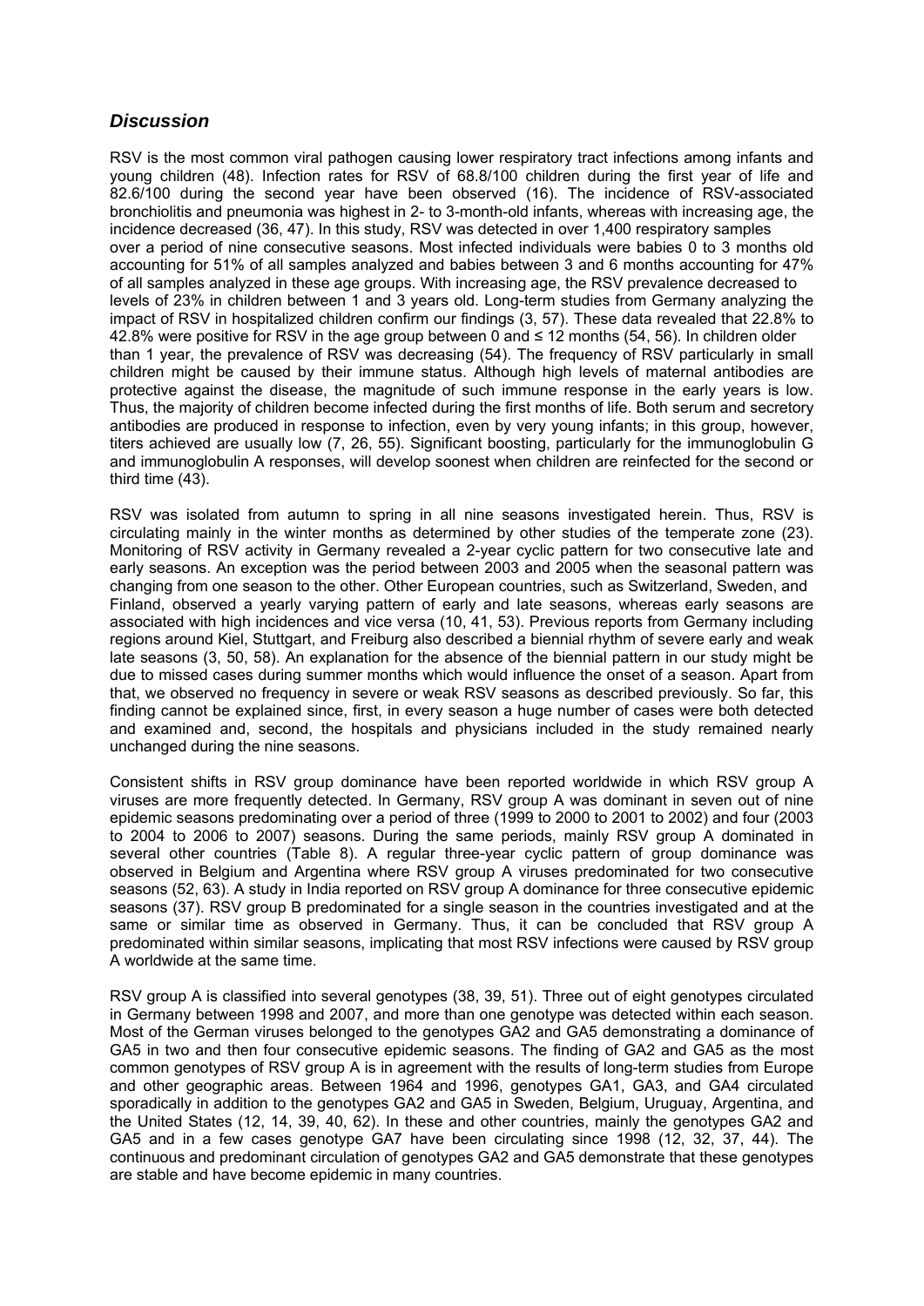## *Discussion*

RSV is the most common viral pathogen causing lower respiratory tract infections among infants and young children (48). Infection rates for RSV of 68.8/100 children during the first year of life and 82.6/100 during the second year have been observed (16). The incidence of RSV-associated bronchiolitis and pneumonia was highest in 2- to 3-month-old infants, whereas with increasing age, the incidence decreased (36, 47). In this study, RSV was detected in over 1,400 respiratory samples over a period of nine consecutive seasons. Most infected individuals were babies 0 to 3 months old accounting for 51% of all samples analyzed and babies between 3 and 6 months accounting for 47% of all samples analyzed in these age groups. With increasing age, the RSV prevalence decreased to levels of 23% in children between 1 and 3 years old. Long-term studies from Germany analyzing the impact of RSV in hospitalized children confirm our findings (3, 57). These data revealed that 22.8% to 42.8% were positive for RSV in the age group between 0 and ≤ 12 months (54, 56). In children older than 1 year, the prevalence of RSV was decreasing (54). The frequency of RSV particularly in small children might be caused by their immune status. Although high levels of maternal antibodies are protective against the disease, the magnitude of such immune response in the early years is low. Thus, the majority of children become infected during the first months of life. Both serum and secretory antibodies are produced in response to infection, even by very young infants; in this group, however, titers achieved are usually low (7, 26, 55). Significant boosting, particularly for the immunoglobulin G and immunoglobulin A responses, will develop soonest when children are reinfected for the second or third time (43).

RSV was isolated from autumn to spring in all nine seasons investigated herein. Thus, RSV is circulating mainly in the winter months as determined by other studies of the temperate zone (23). Monitoring of RSV activity in Germany revealed a 2-year cyclic pattern for two consecutive late and early seasons. An exception was the period between 2003 and 2005 when the seasonal pattern was changing from one season to the other. Other European countries, such as Switzerland, Sweden, and Finland, observed a yearly varying pattern of early and late seasons, whereas early seasons are associated with high incidences and vice versa (10, 41, 53). Previous reports from Germany including regions around Kiel, Stuttgart, and Freiburg also described a biennial rhythm of severe early and weak late seasons (3, 50, 58). An explanation for the absence of the biennial pattern in our study might be due to missed cases during summer months which would influence the onset of a season. Apart from that, we observed no frequency in severe or weak RSV seasons as described previously. So far, this finding cannot be explained since, first, in every season a huge number of cases were both detected and examined and, second, the hospitals and physicians included in the study remained nearly unchanged during the nine seasons.

Consistent shifts in RSV group dominance have been reported worldwide in which RSV group A viruses are more frequently detected. In Germany, RSV group A was dominant in seven out of nine epidemic seasons predominating over a period of three (1999 to 2000 to 2001 to 2002) and four (2003 to 2004 to 2006 to 2007) seasons. During the same periods, mainly RSV group A dominated in several other countries (Table 8). A regular three-year cyclic pattern of group dominance was observed in Belgium and Argentina where RSV group A viruses predominated for two consecutive seasons (52, 63). A study in India reported on RSV group A dominance for three consecutive epidemic seasons (37). RSV group B predominated for a single season in the countries investigated and at the same or similar time as observed in Germany. Thus, it can be concluded that RSV group A predominated within similar seasons, implicating that most RSV infections were caused by RSV group A worldwide at the same time.

RSV group A is classified into several genotypes (38, 39, 51). Three out of eight genotypes circulated in Germany between 1998 and 2007, and more than one genotype was detected within each season. Most of the German viruses belonged to the genotypes GA2 and GA5 demonstrating a dominance of GA5 in two and then four consecutive epidemic seasons. The finding of GA2 and GA5 as the most common genotypes of RSV group A is in agreement with the results of long-term studies from Europe and other geographic areas. Between 1964 and 1996, genotypes GA1, GA3, and GA4 circulated sporadically in addition to the genotypes GA2 and GA5 in Sweden, Belgium, Uruguay, Argentina, and the United States (12, 14, 39, 40, 62). In these and other countries, mainly the genotypes GA2 and GA5 and in a few cases genotype GA7 have been circulating since 1998 (12, 32, 37, 44). The continuous and predominant circulation of genotypes GA2 and GA5 demonstrate that these genotypes are stable and have become epidemic in many countries.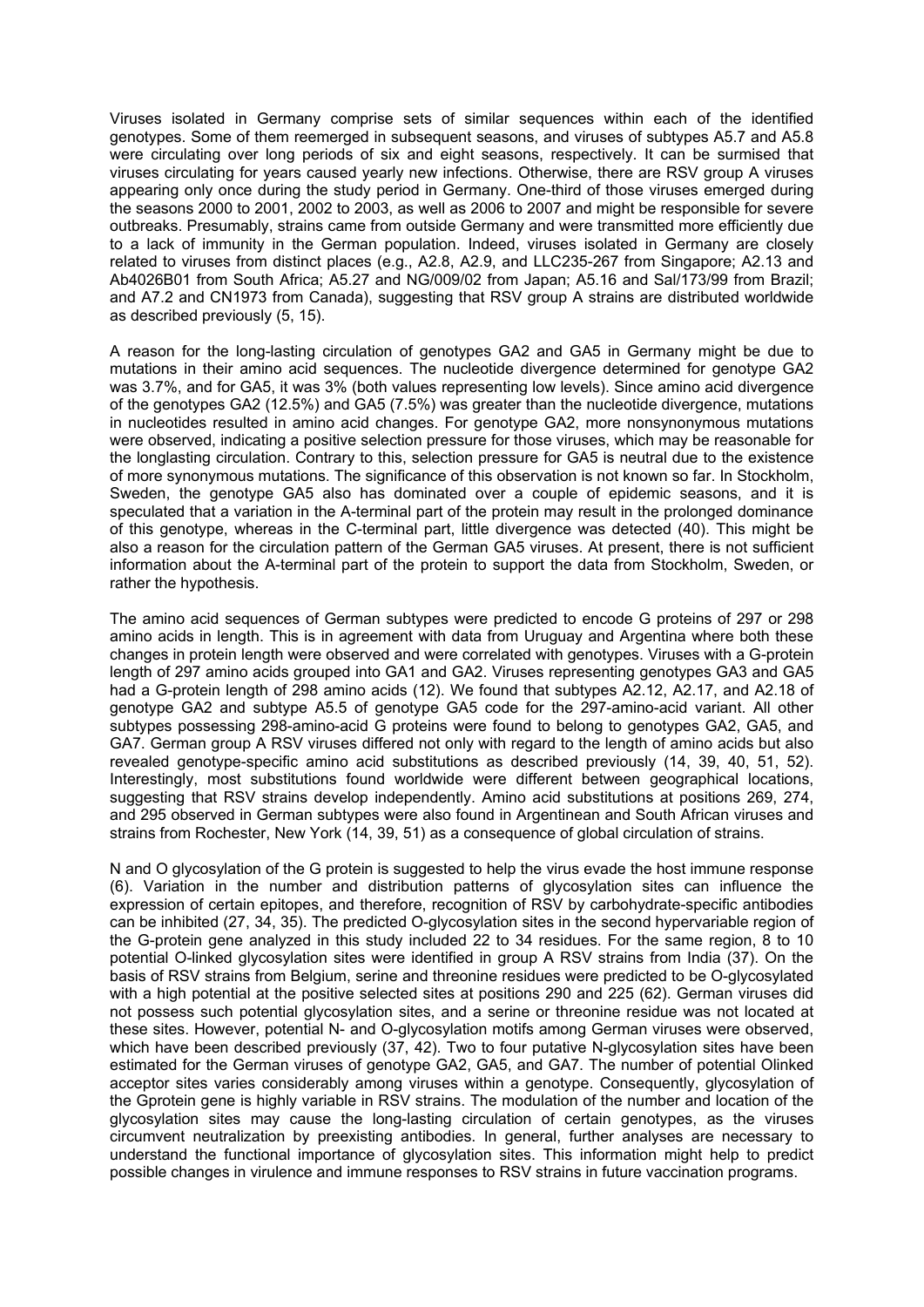Viruses isolated in Germany comprise sets of similar sequences within each of the identified genotypes. Some of them reemerged in subsequent seasons, and viruses of subtypes A5.7 and A5.8 were circulating over long periods of six and eight seasons, respectively. It can be surmised that viruses circulating for years caused yearly new infections. Otherwise, there are RSV group A viruses appearing only once during the study period in Germany. One-third of those viruses emerged during the seasons 2000 to 2001, 2002 to 2003, as well as 2006 to 2007 and might be responsible for severe outbreaks. Presumably, strains came from outside Germany and were transmitted more efficiently due to a lack of immunity in the German population. Indeed, viruses isolated in Germany are closely related to viruses from distinct places (e.g., A2.8, A2.9, and LLC235-267 from Singapore; A2.13 and Ab4026B01 from South Africa; A5.27 and NG/009/02 from Japan; A5.16 and Sal/173/99 from Brazil; and A7.2 and CN1973 from Canada), suggesting that RSV group A strains are distributed worldwide as described previously (5, 15).

A reason for the long-lasting circulation of genotypes GA2 and GA5 in Germany might be due to mutations in their amino acid sequences. The nucleotide divergence determined for genotype GA2 was 3.7%, and for GA5, it was 3% (both values representing low levels). Since amino acid divergence of the genotypes GA2 (12.5%) and GA5 (7.5%) was greater than the nucleotide divergence, mutations in nucleotides resulted in amino acid changes. For genotype GA2, more nonsynonymous mutations were observed, indicating a positive selection pressure for those viruses, which may be reasonable for the longlasting circulation. Contrary to this, selection pressure for GA5 is neutral due to the existence of more synonymous mutations. The significance of this observation is not known so far. In Stockholm, Sweden, the genotype GA5 also has dominated over a couple of epidemic seasons, and it is speculated that a variation in the A-terminal part of the protein may result in the prolonged dominance of this genotype, whereas in the C-terminal part, little divergence was detected (40). This might be also a reason for the circulation pattern of the German GA5 viruses. At present, there is not sufficient information about the A-terminal part of the protein to support the data from Stockholm, Sweden, or rather the hypothesis.

The amino acid sequences of German subtypes were predicted to encode G proteins of 297 or 298 amino acids in length. This is in agreement with data from Uruguay and Argentina where both these changes in protein length were observed and were correlated with genotypes. Viruses with a G-protein length of 297 amino acids grouped into GA1 and GA2. Viruses representing genotypes GA3 and GA5 had a G-protein length of 298 amino acids (12). We found that subtypes A2.12, A2.17, and A2.18 of genotype GA2 and subtype A5.5 of genotype GA5 code for the 297-amino-acid variant. All other subtypes possessing 298-amino-acid G proteins were found to belong to genotypes GA2, GA5, and GA7. German group A RSV viruses differed not only with regard to the length of amino acids but also revealed genotype-specific amino acid substitutions as described previously (14, 39, 40, 51, 52). Interestingly, most substitutions found worldwide were different between geographical locations, suggesting that RSV strains develop independently. Amino acid substitutions at positions 269, 274, and 295 observed in German subtypes were also found in Argentinean and South African viruses and strains from Rochester, New York (14, 39, 51) as a consequence of global circulation of strains.

N and O glycosylation of the G protein is suggested to help the virus evade the host immune response (6). Variation in the number and distribution patterns of glycosylation sites can influence the expression of certain epitopes, and therefore, recognition of RSV by carbohydrate-specific antibodies can be inhibited (27, 34, 35). The predicted O-glycosylation sites in the second hypervariable region of the G-protein gene analyzed in this study included 22 to 34 residues. For the same region, 8 to 10 potential O-linked glycosylation sites were identified in group A RSV strains from India (37). On the basis of RSV strains from Belgium, serine and threonine residues were predicted to be O-glycosylated with a high potential at the positive selected sites at positions 290 and 225 (62). German viruses did not possess such potential glycosylation sites, and a serine or threonine residue was not located at these sites. However, potential N- and O-glycosylation motifs among German viruses were observed, which have been described previously (37, 42). Two to four putative N-glycosylation sites have been estimated for the German viruses of genotype GA2, GA5, and GA7. The number of potential Olinked acceptor sites varies considerably among viruses within a genotype. Consequently, glycosylation of the Gprotein gene is highly variable in RSV strains. The modulation of the number and location of the glycosylation sites may cause the long-lasting circulation of certain genotypes, as the viruses circumvent neutralization by preexisting antibodies. In general, further analyses are necessary to understand the functional importance of glycosylation sites. This information might help to predict possible changes in virulence and immune responses to RSV strains in future vaccination programs.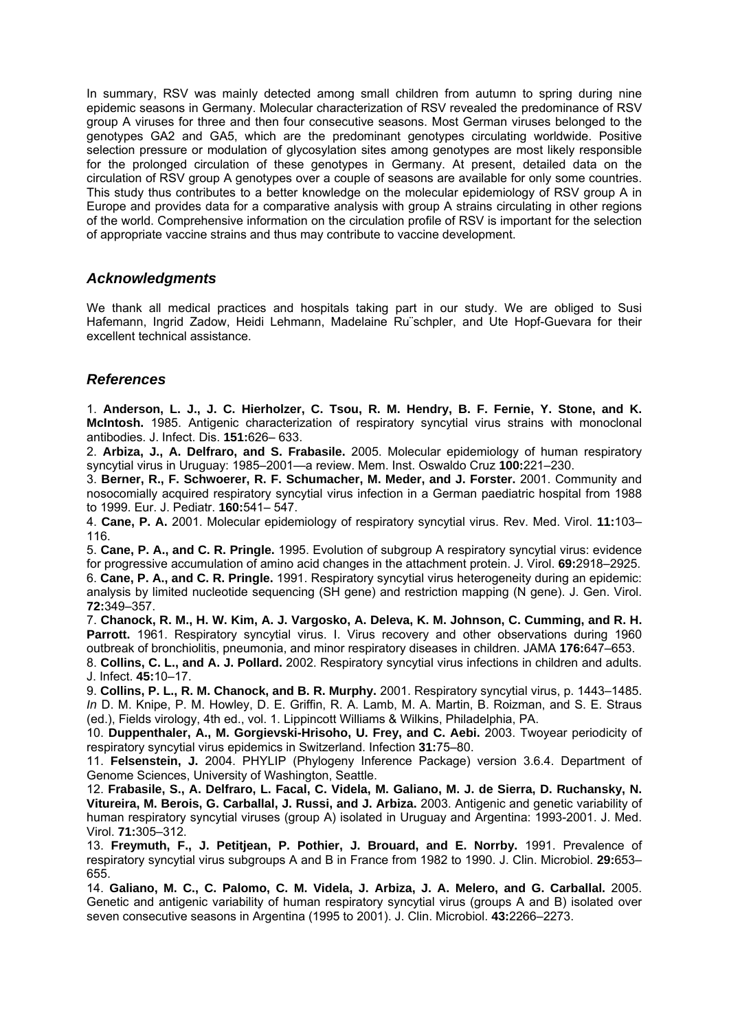In summary, RSV was mainly detected among small children from autumn to spring during nine epidemic seasons in Germany. Molecular characterization of RSV revealed the predominance of RSV group A viruses for three and then four consecutive seasons. Most German viruses belonged to the genotypes GA2 and GA5, which are the predominant genotypes circulating worldwide. Positive selection pressure or modulation of glycosylation sites among genotypes are most likely responsible for the prolonged circulation of these genotypes in Germany. At present, detailed data on the circulation of RSV group A genotypes over a couple of seasons are available for only some countries. This study thus contributes to a better knowledge on the molecular epidemiology of RSV group A in Europe and provides data for a comparative analysis with group A strains circulating in other regions of the world. Comprehensive information on the circulation profile of RSV is important for the selection of appropriate vaccine strains and thus may contribute to vaccine development.

## *Acknowledgments*

We thank all medical practices and hospitals taking part in our study. We are obliged to Susi Hafemann, Ingrid Zadow, Heidi Lehmann, Madelaine Ru¨schpler, and Ute Hopf-Guevara for their excellent technical assistance.

## *References*

1. **Anderson, L. J., J. C. Hierholzer, C. Tsou, R. M. Hendry, B. F. Fernie, Y. Stone, and K. McIntosh.** 1985. Antigenic characterization of respiratory syncytial virus strains with monoclonal antibodies. J. Infect. Dis. **151:**626– 633.

2. **Arbiza, J., A. Delfraro, and S. Frabasile.** 2005. Molecular epidemiology of human respiratory syncytial virus in Uruguay: 1985–2001—a review. Mem. Inst. Oswaldo Cruz **100:**221–230.

3. **Berner, R., F. Schwoerer, R. F. Schumacher, M. Meder, and J. Forster.** 2001. Community and nosocomially acquired respiratory syncytial virus infection in a German paediatric hospital from 1988 to 1999. Eur. J. Pediatr. **160:**541– 547.

4. **Cane, P. A.** 2001. Molecular epidemiology of respiratory syncytial virus. Rev. Med. Virol. **11:**103–116.

5. **Cane, P. A., and C. R. Pringle.** 1995. Evolution of subgroup A respiratory syncytial virus: evidence for progressive accumulation of amino acid changes in the attachment protein. J. Virol. **69:**2918–2925.

6. **Cane, P. A., and C. R. Pringle.** 1991. Respiratory syncytial virus heterogeneity during an epidemic: analysis by limited nucleotide sequencing (SH gene) and restriction mapping (N gene). J. Gen. Virol. **72:**349–357.

7. **Chanock, R. M., H. W. Kim, A. J. Vargosko, A. Deleva, K. M. Johnson, C. Cumming, and R. H. Parrott.** 1961. Respiratory syncytial virus. I. Virus recovery and other observations during 1960 outbreak of bronchiolitis, pneumonia, and minor respiratory diseases in children. JAMA **176:**647–653.

8. **Collins, C. L., and A. J. Pollard.** 2002. Respiratory syncytial virus infections in children and adults. J. Infect. **45:**10–17.

9. **Collins, P. L., R. M. Chanock, and B. R. Murphy.** 2001. Respiratory syncytial virus, p. 1443–1485. *In* D. M. Knipe, P. M. Howley, D. E. Griffin, R. A. Lamb, M. A. Martin, B. Roizman, and S. E. Straus (ed.), Fields virology, 4th ed., vol. 1. Lippincott Williams & Wilkins, Philadelphia, PA.

10. **Duppenthaler, A., M. Gorgievski-Hrisoho, U. Frey, and C. Aebi.** 2003. Twoyear periodicity of respiratory syncytial virus epidemics in Switzerland. Infection **31:**75–80.

11. **Felsenstein, J.** 2004. PHYLIP (Phylogeny Inference Package) version 3.6.4. Department of Genome Sciences, University of Washington, Seattle.

12. **Frabasile, S., A. Delfraro, L. Facal, C. Videla, M. Galiano, M. J. de Sierra, D. Ruchansky, N. Vitureira, M. Berois, G. Carballal, J. Russi, and J. Arbiza.** 2003. Antigenic and genetic variability of human respiratory syncytial viruses (group A) isolated in Uruguay and Argentina: 1993-2001. J. Med. Virol. **71:**305–312.

13. **Freymuth, F., J. Petitjean, P. Pothier, J. Brouard, and E. Norrby.** 1991. Prevalence of respiratory syncytial virus subgroups A and B in France from 1982 to 1990. J. Clin. Microbiol. **29:**653–655.

14. **Galiano, M. C., C. Palomo, C. M. Videla, J. Arbiza, J. A. Melero, and G. Carballal.** 2005. Genetic and antigenic variability of human respiratory syncytial virus (groups A and B) isolated over seven consecutive seasons in Argentina (1995 to 2001). J. Clin. Microbiol. **43:**2266–2273.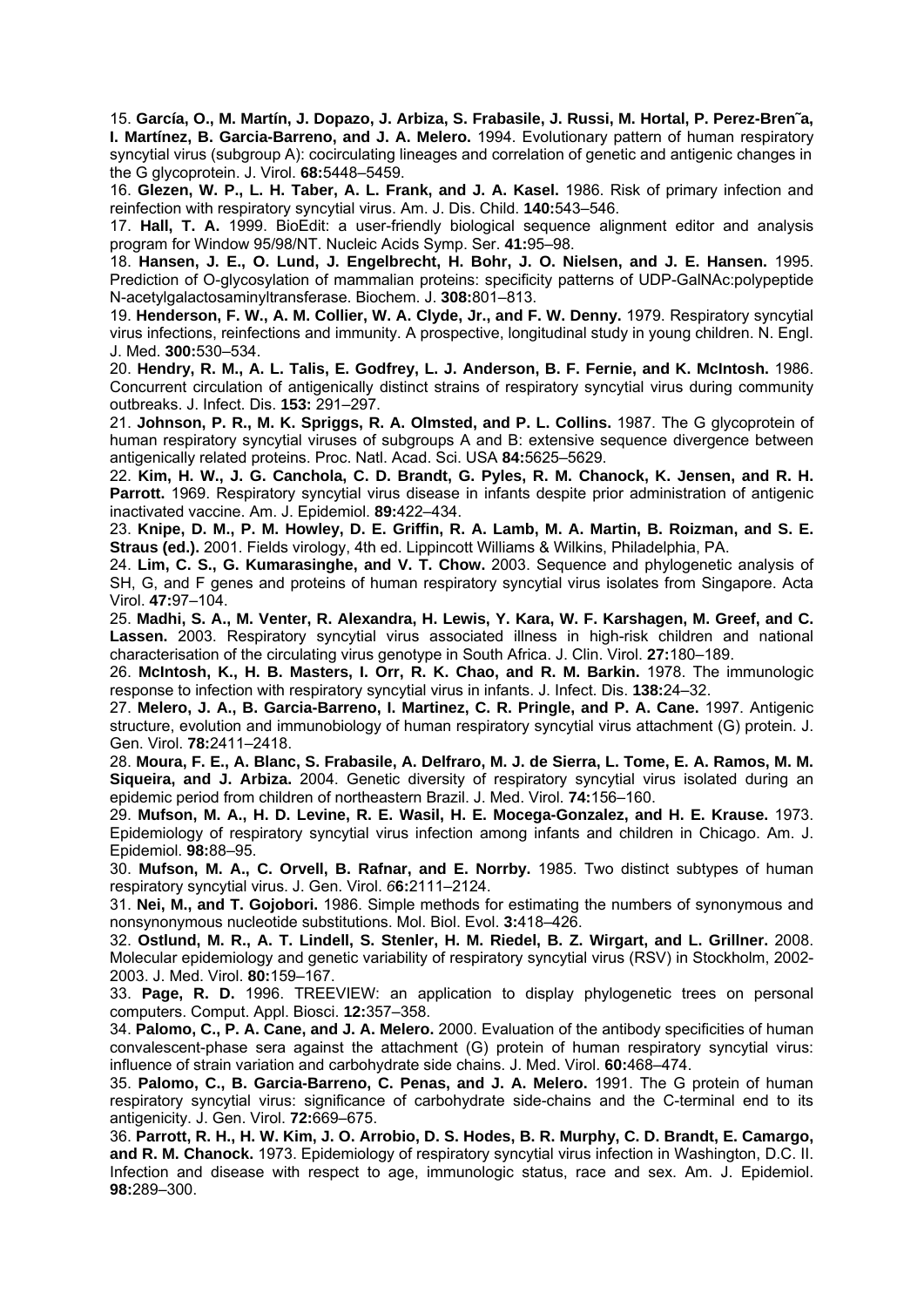15. **García, O., M. Martín, J. Dopazo, J. Arbiza, S. Frabasile, J. Russi, M. Hortal, P. Perez-Bren˜a, I. Martínez, B. Garcia-Barreno, and J. A. Melero.** 1994. Evolutionary pattern of human respiratory syncytial virus (subgroup A): cocirculating lineages and correlation of genetic and antigenic changes in the G glycoprotein. J. Virol. **68:**5448–5459.

16. **Glezen, W. P., L. H. Taber, A. L. Frank, and J. A. Kasel.** 1986. Risk of primary infection and reinfection with respiratory syncytial virus. Am. J. Dis. Child. **140:**543–546.

17. **Hall, T. A.** 1999. BioEdit: a user-friendly biological sequence alignment editor and analysis program for Window 95/98/NT. Nucleic Acids Symp. Ser. **41:**95–98.

18. **Hansen, J. E., O. Lund, J. Engelbrecht, H. Bohr, J. O. Nielsen, and J. E. Hansen.** 1995. Prediction of O-glycosylation of mammalian proteins: specificity patterns of UDP-GalNAc:polypeptide N-acetylgalactosaminyltransferase. Biochem. J. **308:**801–813.

19. **Henderson, F. W., A. M. Collier, W. A. Clyde, Jr., and F. W. Denny.** 1979. Respiratory syncytial virus infections, reinfections and immunity. A prospective, longitudinal study in young children. N. Engl. J. Med. **300:**530–534.

20. **Hendry, R. M., A. L. Talis, E. Godfrey, L. J. Anderson, B. F. Fernie, and K. McIntosh.** 1986. Concurrent circulation of antigenically distinct strains of respiratory syncytial virus during community outbreaks. J. Infect. Dis. **153:** 291–297.

21. **Johnson, P. R., M. K. Spriggs, R. A. Olmsted, and P. L. Collins.** 1987. The G glycoprotein of human respiratory syncytial viruses of subgroups A and B: extensive sequence divergence between antigenically related proteins. Proc. Natl. Acad. Sci. USA **84:**5625–5629.

22. **Kim, H. W., J. G. Canchola, C. D. Brandt, G. Pyles, R. M. Chanock, K. Jensen, and R. H. Parrott.** 1969. Respiratory syncytial virus disease in infants despite prior administration of antigenic inactivated vaccine. Am. J. Epidemiol. **89:**422–434.

23. **Knipe, D. M., P. M. Howley, D. E. Griffin, R. A. Lamb, M. A. Martin, B. Roizman, and S. E. Straus (ed.).** 2001. Fields virology, 4th ed. Lippincott Williams & Wilkins, Philadelphia, PA.

24. **Lim, C. S., G. Kumarasinghe, and V. T. Chow.** 2003. Sequence and phylogenetic analysis of SH, G, and F genes and proteins of human respiratory syncytial virus isolates from Singapore. Acta Virol. **47:**97–104.

25. **Madhi, S. A., M. Venter, R. Alexandra, H. Lewis, Y. Kara, W. F. Karshagen, M. Greef, and C. Lassen.** 2003. Respiratory syncytial virus associated illness in high-risk children and national characterisation of the circulating virus genotype in South Africa. J. Clin. Virol. **27:**180–189.

26. **McIntosh, K., H. B. Masters, I. Orr, R. K. Chao, and R. M. Barkin.** 1978. The immunologic response to infection with respiratory syncytial virus in infants. J. Infect. Dis. **138:**24–32.

27. **Melero, J. A., B. Garcia-Barreno, I. Martinez, C. R. Pringle, and P. A. Cane.** 1997. Antigenic structure, evolution and immunobiology of human respiratory syncytial virus attachment (G) protein. J. Gen. Virol. **78:**2411–2418.

28. **Moura, F. E., A. Blanc, S. Frabasile, A. Delfraro, M. J. de Sierra, L. Tome, E. A. Ramos, M. M. Siqueira, and J. Arbiza.** 2004. Genetic diversity of respiratory syncytial virus isolated during an epidemic period from children of northeastern Brazil. J. Med. Virol. **74:**156–160.

29. **Mufson, M. A., H. D. Levine, R. E. Wasil, H. E. Mocega-Gonzalez, and H. E. Krause.** 1973. Epidemiology of respiratory syncytial virus infection among infants and children in Chicago. Am. J. Epidemiol. **98:**88–95.

30. **Mufson, M. A., C. Orvell, B. Rafnar, and E. Norrby.** 1985. Two distinct subtypes of human respiratory syncytial virus. J. Gen. Virol. *6***6:**2111–2124.

31. **Nei, M., and T. Gojobori.** 1986. Simple methods for estimating the numbers of synonymous and nonsynonymous nucleotide substitutions. Mol. Biol. Evol. **3:**418–426.

32. **Ostlund, M. R., A. T. Lindell, S. Stenler, H. M. Riedel, B. Z. Wirgart, and L. Grillner.** 2008. Molecular epidemiology and genetic variability of respiratory syncytial virus (RSV) in Stockholm, 2002-2003. J. Med. Virol. **80:**159–167.

33. **Page, R. D.** 1996. TREEVIEW: an application to display phylogenetic trees on personal computers. Comput. Appl. Biosci. **12:**357–358.

34. **Palomo, C., P. A. Cane, and J. A. Melero.** 2000. Evaluation of the antibody specificities of human convalescent-phase sera against the attachment (G) protein of human respiratory syncytial virus: influence of strain variation and carbohydrate side chains. J. Med. Virol. **60:**468–474.

35. **Palomo, C., B. Garcia-Barreno, C. Penas, and J. A. Melero.** 1991. The G protein of human respiratory syncytial virus: significance of carbohydrate side-chains and the C-terminal end to its antigenicity. J. Gen. Virol. **72:**669–675.

36. **Parrott, R. H., H. W. Kim, J. O. Arrobio, D. S. Hodes, B. R. Murphy, C. D. Brandt, E. Camargo, and R. M. Chanock.** 1973. Epidemiology of respiratory syncytial virus infection in Washington, D.C. II. Infection and disease with respect to age, immunologic status, race and sex. Am. J. Epidemiol. **98:**289–300.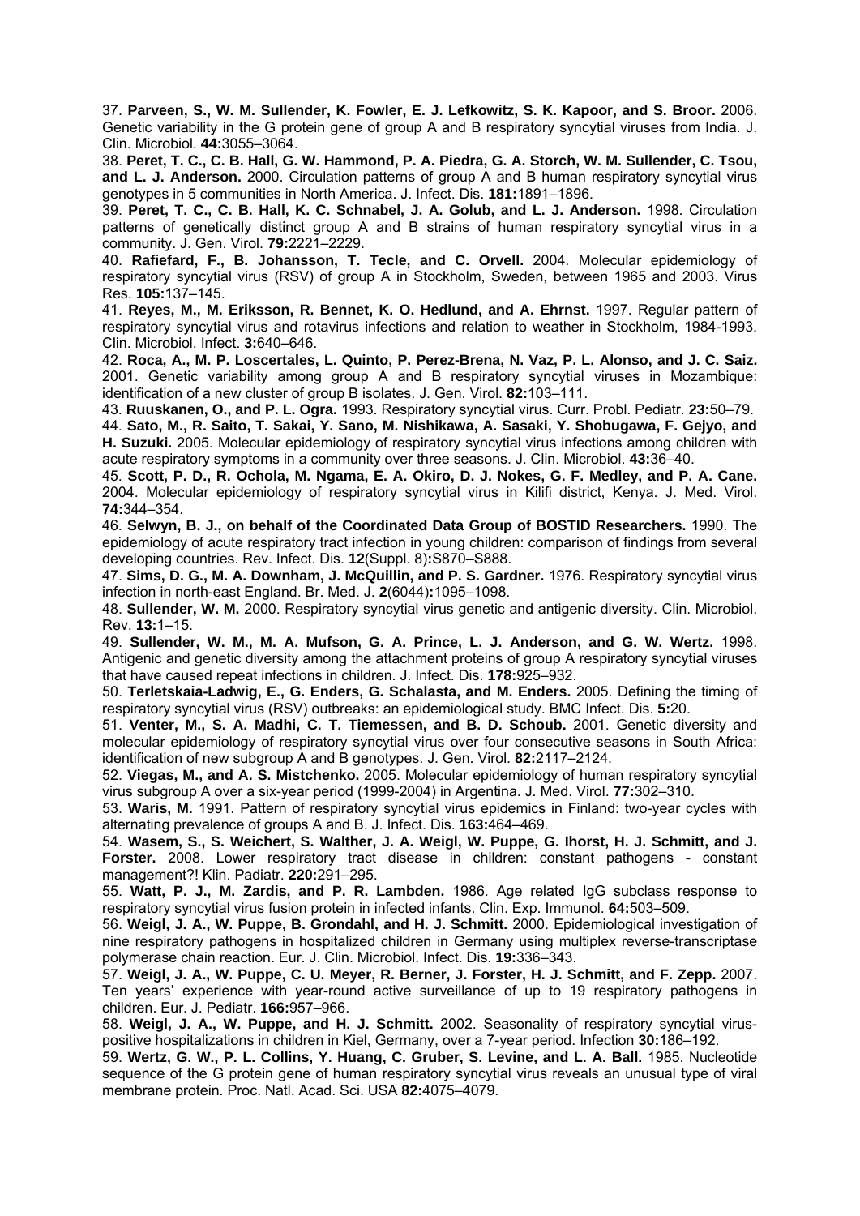37. **Parveen, S., W. M. Sullender, K. Fowler, E. J. Lefkowitz, S. K. Kapoor, and S. Broor.** 2006. Genetic variability in the G protein gene of group A and B respiratory syncytial viruses from India. J. Clin. Microbiol. **44:**3055–3064.

38. **Peret, T. C., C. B. Hall, G. W. Hammond, P. A. Piedra, G. A. Storch, W. M. Sullender, C. Tsou, and L. J. Anderson.** 2000. Circulation patterns of group A and B human respiratory syncytial virus genotypes in 5 communities in North America. J. Infect. Dis. **181:**1891–1896.

39. **Peret, T. C., C. B. Hall, K. C. Schnabel, J. A. Golub, and L. J. Anderson.** 1998. Circulation patterns of genetically distinct group A and B strains of human respiratory syncytial virus in a community. J. Gen. Virol. **79:**2221–2229.

40. **Rafiefard, F., B. Johansson, T. Tecle, and C. Orvell.** 2004. Molecular epidemiology of respiratory syncytial virus (RSV) of group A in Stockholm, Sweden, between 1965 and 2003. Virus Res. **105:**137–145.

41. **Reyes, M., M. Eriksson, R. Bennet, K. O. Hedlund, and A. Ehrnst.** 1997. Regular pattern of respiratory syncytial virus and rotavirus infections and relation to weather in Stockholm, 1984-1993. Clin. Microbiol. Infect. **3:**640–646.

42. **Roca, A., M. P. Loscertales, L. Quinto, P. Perez-Brena, N. Vaz, P. L. Alonso, and J. C. Saiz.** 2001. Genetic variability among group A and B respiratory syncytial viruses in Mozambique: identification of a new cluster of group B isolates. J. Gen. Virol. **82:**103–111.

43. **Ruuskanen, O., and P. L. Ogra.** 1993. Respiratory syncytial virus. Curr. Probl. Pediatr. **23:**50–79.

44. **Sato, M., R. Saito, T. Sakai, Y. Sano, M. Nishikawa, A. Sasaki, Y. Shobugawa, F. Gejyo, and H. Suzuki.** 2005. Molecular epidemiology of respiratory syncytial virus infections among children with acute respiratory symptoms in a community over three seasons. J. Clin. Microbiol. **43:**36–40.

45. **Scott, P. D., R. Ochola, M. Ngama, E. A. Okiro, D. J. Nokes, G. F. Medley, and P. A. Cane.** 2004. Molecular epidemiology of respiratory syncytial virus in Kilifi district, Kenya. J. Med. Virol. **74:**344–354.

46. **Selwyn, B. J., on behalf of the Coordinated Data Group of BOSTID Researchers.** 1990. The epidemiology of acute respiratory tract infection in young children: comparison of findings from several developing countries. Rev. Infect. Dis. **12**(Suppl. 8)**:**S870–S888.

47. **Sims, D. G., M. A. Downham, J. McQuillin, and P. S. Gardner.** 1976. Respiratory syncytial virus infection in north-east England. Br. Med. J. **2**(6044)**:**1095–1098.

48. **Sullender, W. M.** 2000. Respiratory syncytial virus genetic and antigenic diversity. Clin. Microbiol. Rev. **13:**1–15.

49. **Sullender, W. M., M. A. Mufson, G. A. Prince, L. J. Anderson, and G. W. Wertz.** 1998. Antigenic and genetic diversity among the attachment proteins of group A respiratory syncytial viruses that have caused repeat infections in children. J. Infect. Dis. **178:**925–932.

50. **Terletskaia-Ladwig, E., G. Enders, G. Schalasta, and M. Enders.** 2005. Defining the timing of respiratory syncytial virus (RSV) outbreaks: an epidemiological study. BMC Infect. Dis. **5:**20.

51. **Venter, M., S. A. Madhi, C. T. Tiemessen, and B. D. Schoub.** 2001. Genetic diversity and molecular epidemiology of respiratory syncytial virus over four consecutive seasons in South Africa: identification of new subgroup A and B genotypes. J. Gen. Virol. **82:**2117–2124.

52. **Viegas, M., and A. S. Mistchenko.** 2005. Molecular epidemiology of human respiratory syncytial virus subgroup A over a six-year period (1999-2004) in Argentina. J. Med. Virol. **77:**302–310.

53. **Waris, M.** 1991. Pattern of respiratory syncytial virus epidemics in Finland: two-year cycles with alternating prevalence of groups A and B. J. Infect. Dis. **163:**464–469.

54. **Wasem, S., S. Weichert, S. Walther, J. A. Weigl, W. Puppe, G. Ihorst, H. J. Schmitt, and J. Forster.** 2008. Lower respiratory tract disease in children: constant pathogens - constant management?! Klin. Padiatr. **220:**291–295.

55. **Watt, P. J., M. Zardis, and P. R. Lambden.** 1986. Age related IgG subclass response to respiratory syncytial virus fusion protein in infected infants. Clin. Exp. Immunol. **64:**503–509.

56. **Weigl, J. A., W. Puppe, B. Grondahl, and H. J. Schmitt.** 2000. Epidemiological investigation of nine respiratory pathogens in hospitalized children in Germany using multiplex reverse-transcriptase polymerase chain reaction. Eur. J. Clin. Microbiol. Infect. Dis. **19:**336–343.

57. **Weigl, J. A., W. Puppe, C. U. Meyer, R. Berner, J. Forster, H. J. Schmitt, and F. Zepp.** 2007. Ten years' experience with year-round active surveillance of up to 19 respiratory pathogens in children. Eur. J. Pediatr. **166:**957–966.

58. **Weigl, J. A., W. Puppe, and H. J. Schmitt.** 2002. Seasonality of respiratory syncytial virus-positive hospitalizations in children in Kiel, Germany, over a 7-year period. Infection **30:**186–192.

59. **Wertz, G. W., P. L. Collins, Y. Huang, C. Gruber, S. Levine, and L. A. Ball.** 1985. Nucleotide sequence of the G protein gene of human respiratory syncytial virus reveals an unusual type of viral membrane protein. Proc. Natl. Acad. Sci. USA **82:**4075–4079.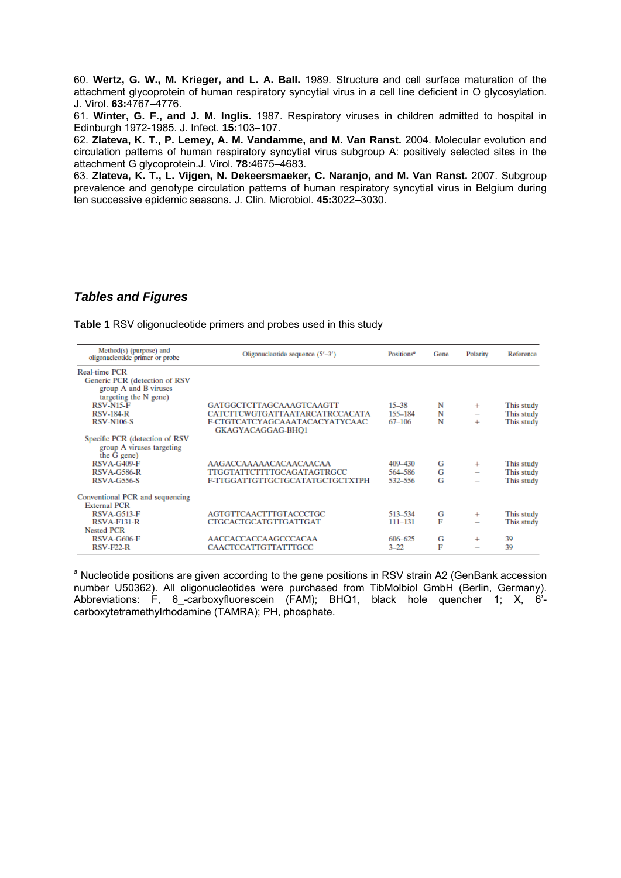60. **Wertz, G. W., M. Krieger, and L. A. Ball.** 1989. Structure and cell surface maturation of the attachment glycoprotein of human respiratory syncytial virus in a cell line deficient in O glycosylation. J. Virol. **63:**4767–4776.

61. **Winter, G. F., and J. M. Inglis.** 1987. Respiratory viruses in children admitted to hospital in Edinburgh 1972-1985. J. Infect. **15:**103–107.

62. **Zlateva, K. T., P. Lemey, A. M. Vandamme, and M. Van Ranst.** 2004. Molecular evolution and circulation patterns of human respiratory syncytial virus subgroup A: positively selected sites in the attachment G glycoprotein.J. Virol. **78:**4675–4683.

63. **Zlateva, K. T., L. Vijgen, N. Dekeersmaeker, C. Naranjo, and M. Van Ranst.** 2007. Subgroup prevalence and genotype circulation patterns of human respiratory syncytial virus in Belgium during ten successive epidemic seasons. J. Clin. Microbiol. **45:**3022–3030.

## *Tables and Figures*

**Table 1** RSV oligonucleotide primers and probes used in this study

| Method(s) (purpose) and oligonucleotide primer or probe | Oligonucleotide sequence (5′–3′) | Positions[a] | Gene | Polarity | Reference |
|---|---|---|---|---|---|
| Real-time PCR | | | | | |
| Generic PCR (detection of RSV group A and B viruses targeting the N gene) | | | | | |
| RSV-N15-F | GATGGCTCTTAGCAAAGTCAAGTT | 15–38 | N | + | This study |
| RSV-184-R | CATCTTCWGTGATTAATARCATRCCACATA | 155–184 | N | − | This study |
| RSV-N106-S | F-CTGTCATCYAGCAAATACACYATYCAAC GKAGYACAGGAG-BHQ1 | 67–106 | N | + | This study |
| Specific PCR (detection of RSV group A viruses targeting the G gene) | | | | | |
| RSVA-G409-F | AAGACCAAAAACACAACAACAA | 409–430 | G | + | This study |
| RSVA-G586-R | TTGGTATTCTTTTGCAGATAGTRGCC | 564–586 | G | − | This study |
| RSVA-G556-S | F-TTGGATTGTTGCTGCATATGCTGCTXTPH | 532–556 | G | − | This study |
| Conventional PCR and sequencing | | | | | |
| External PCR | | | | | |
| RSVA-G513-F | AGTGTTCAACTTTGTACCCTGC | 513–534 | G | + | This study |
| RSVA-F131-R | CTGCACTGCATGTTGATTGAT | 111–131 | F | − | This study |
| Nested PCR | | | | | |
| RSVA-G606-F | AACCACCACCAAGCCCACAA | 606–625 | G | + | 39 |
| RSV-F22-R | CAACTCCATTGTTATTTGCC | 3–22 | F | − | 39 |

[a] Nucleotide positions are given according to the gene positions in RSV strain A2 (GenBank accession number U50362). All oligonucleotides were purchased from TibMolbiol GmbH (Berlin, Germany). Abbreviations: F, 6_-carboxyfluorescein (FAM); BHQ1, black hole quencher 1; X, 6'-carboxytetramethylrhodamine (TAMRA); PH, phosphate.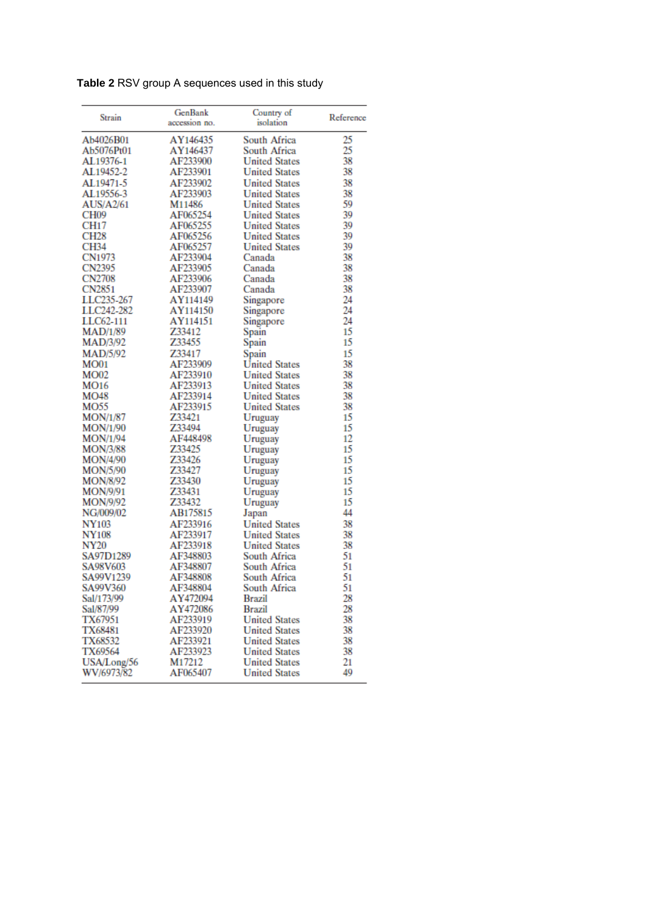**Table 2** RSV group A sequences used in this study

| Strain | GenBank accession no. | Country of isolation | Reference |
|---|---|---|---|
| Ab4026B01 | AY146435 | South Africa | 25 |
| Ab5076Pt01 | AY146437 | South Africa | 25 |
| AL19376-1 | AF233900 | United States | 38 |
| AL19452-2 | AF233901 | United States | 38 |
| AL19471-5 | AF233902 | United States | 38 |
| AL19556-3 | AF233903 | United States | 38 |
| AUS/A2/61 | M11486 | United States | 59 |
| CH09 | AF065254 | United States | 39 |
| CH17 | AF065255 | United States | 39 |
| CH28 | AF065256 | United States | 39 |
| CH34 | AF065257 | United States | 39 |
| CN1973 | AF233904 | Canada | 38 |
| CN2395 | AF233905 | Canada | 38 |
| CN2708 | AF233906 | Canada | 38 |
| CN2851 | AF233907 | Canada | 38 |
| LLC235-267 | AY114149 | Singapore | 24 |
| LLC242-282 | AY114150 | Singapore | 24 |
| LLC62-111 | AY114151 | Singapore | 24 |
| MAD/1/89 | Z33412 | Spain | 15 |
| MAD/3/92 | Z33455 | Spain | 15 |
| MAD/5/92 | Z33417 | Spain | 15 |
| MO01 | AF233909 | United States | 38 |
| MO02 | AF233910 | United States | 38 |
| MO16 | AF233913 | United States | 38 |
| MO48 | AF233914 | United States | 38 |
| MO55 | AF233915 | United States | 38 |
| MON/1/87 | Z33421 | Uruguay | 15 |
| MON/1/90 | Z33494 | Uruguay | 15 |
| MON/1/94 | AF448498 | Uruguay | 12 |
| MON/3/88 | Z33425 | Uruguay | 15 |
| MON/4/90 | Z33426 | Uruguay | 15 |
| MON/5/90 | Z33427 | Uruguay | 15 |
| MON/8/92 | Z33430 | Uruguay | 15 |
| MON/9/91 | Z33431 | Uruguay | 15 |
| MON/9/92 | Z33432 | Uruguay | 15 |
| NG/009/02 | AB175815 | Japan | 44 |
| NY103 | AF233916 | United States | 38 |
| NY108 | AF233917 | United States | 38 |
| NY20 | AF233918 | United States | 38 |
| SA97D1289 | AF348803 | South Africa | 51 |
| SA98V603 | AF348807 | South Africa | 51 |
| SA99V1239 | AF348808 | South Africa | 51 |
| SA99V360 | AF348804 | South Africa | 51 |
| Sal/173/99 | AY472094 | Brazil | 28 |
| Sal/87/99 | AY472086 | Brazil | 28 |
| TX67951 | AF233919 | United States | 38 |
| TX68481 | AF233920 | United States | 38 |
| TX68532 | AF233921 | United States | 38 |
| TX69564 | AF233923 | United States | 38 |
| USA/Long/56 | M17212 | United States | 21 |
| WV/6973/82 | AF065407 | United States | 49 |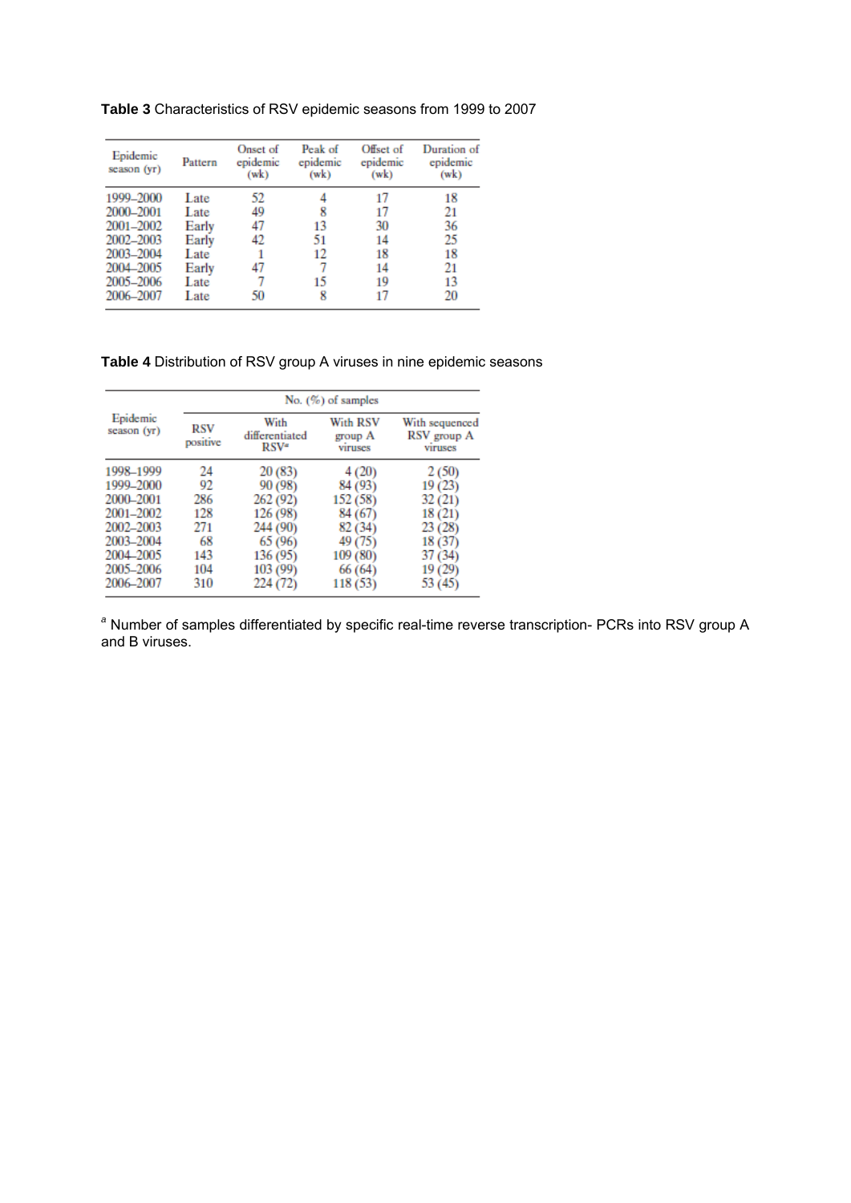**Table 3** Characteristics of RSV epidemic seasons from 1999 to 2007

| Epidemic season (yr) | Pattern | Onset of epidemic (wk) | Peak of epidemic (wk) | Offset of epidemic (wk) | Duration of epidemic (wk) |
|---|---|---|---|---|---|
| 1999–2000 | Late | 52 | 4 | 17 | 18 |
| 2000–2001 | Late | 49 | 8 | 17 | 21 |
| 2001–2002 | Early | 47 | 13 | 30 | 36 |
| 2002–2003 | Early | 42 | 51 | 14 | 25 |
| 2003–2004 | Late | 1 | 12 | 18 | 18 |
| 2004–2005 | Early | 47 | 7 | 14 | 21 |
| 2005–2006 | Late | 7 | 15 | 19 | 13 |
| 2006–2007 | Late | 50 | 8 | 17 | 20 |

**Table 4** Distribution of RSV group A viruses in nine epidemic seasons

| Epidemic season (yr) | No. (%) of samples | | | |
|---|---|---|---|---|
| | RSV positive | With differentiated RSV[a] | With RSV group A viruses | With sequenced RSV group A viruses |
| 1998–1999 | 24 | 20 (83) | 4 (20) | 2 (50) |
| 1999–2000 | 92 | 90 (98) | 84 (93) | 19 (23) |
| 2000–2001 | 286 | 262 (92) | 152 (58) | 32 (21) |
| 2001–2002 | 128 | 126 (98) | 84 (67) | 18 (21) |
| 2002–2003 | 271 | 244 (90) | 82 (34) | 23 (28) |
| 2003–2004 | 68 | 65 (96) | 49 (75) | 18 (37) |
| 2004–2005 | 143 | 136 (95) | 109 (80) | 37 (34) |
| 2005–2006 | 104 | 103 (99) | 66 (64) | 19 (29) |
| 2006–2007 | 310 | 224 (72) | 118 (53) | 53 (45) |

[a] Number of samples differentiated by specific real-time reverse transcription- PCRs into RSV group A and B viruses.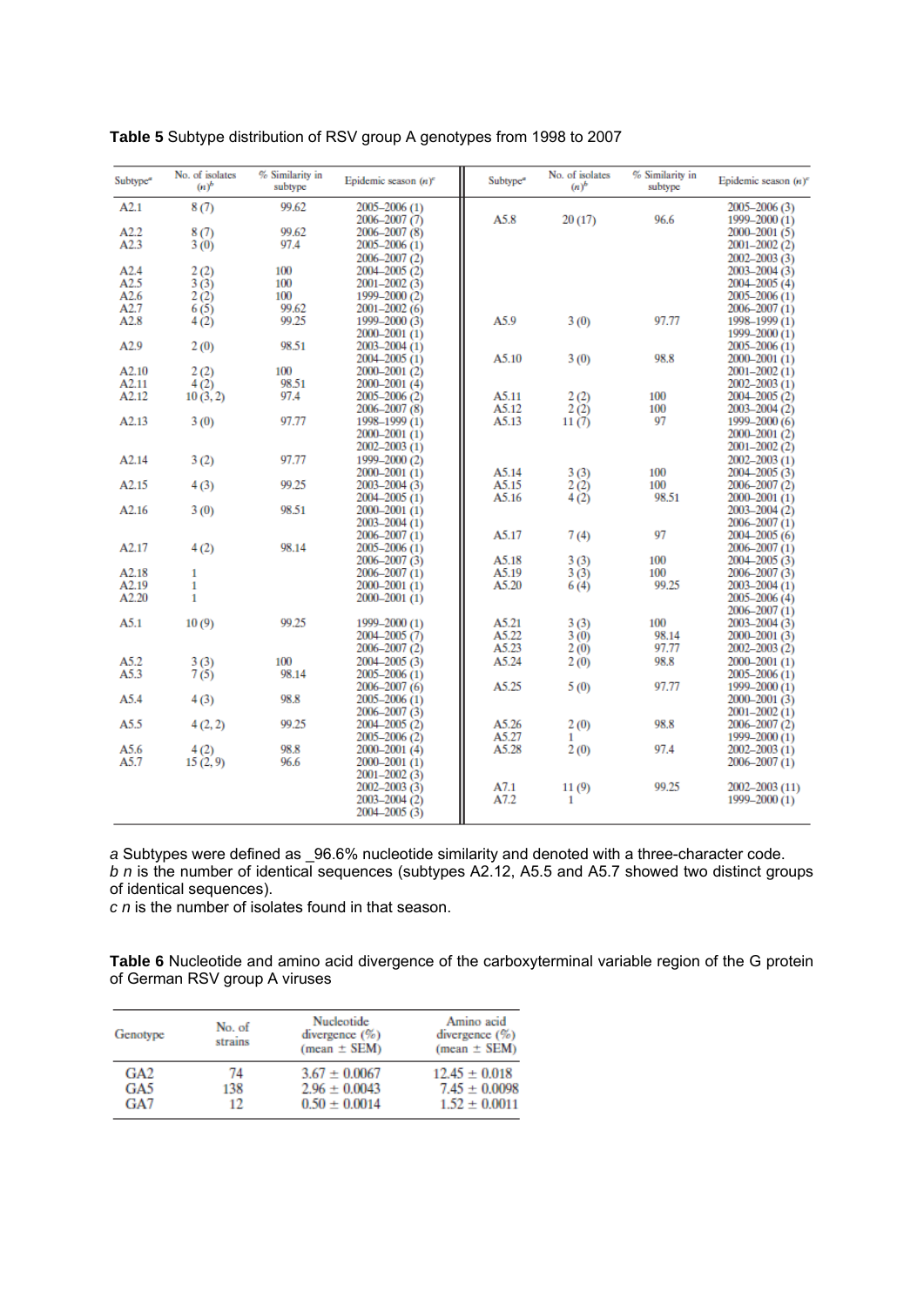**Table 5** Subtype distribution of RSV group A genotypes from 1998 to 2007

| Subtype[a] | No. of isolates (n)[b] | % Similarity in subtype | Epidemic season (n)[c] |
|---|---|---|---|
| A2.1 | 8 (7) | 99.62 | 2005–2006 (1); 2006–2007 (7) |
| A2.2 | 8 (7) | 99.62 | 2006–2007 (8) |
| A2.3 | 3 (0) | 97.4 | 2005–2006 (1); 2006–2007 (2) |
| A2.4 | 2 (2) | 100 | 2004–2005 (2) |
| A2.5 | 3 (3) | 100 | 2001–2002 (3) |
| A2.6 | 2 (2) | 100 | 1999–2000 (2) |
| A2.7 | 6 (5) | 99.62 | 2001–2002 (6) |
| A2.8 | 4 (2) | 99.25 | 1999–2000 (3); 2000–2001 (1) |
| A2.9 | 2 (0) | 98.51 | 2003–2004 (1); 2004–2005 (1) |
| A2.10 | 2 (2) | 100 | 2000–2001 (2) |
| A2.11 | 4 (2) | 98.51 | 2000–2001 (4) |
| A2.12 | 10 (3, 2) | 97.4 | 2005–2006 (2); 2006–2007 (8) |
| A2.13 | 3 (0) | 97.77 | 1998–1999 (1); 2000–2001 (1); 2002–2003 (1) |
| A2.14 | 3 (2) | 97.77 | 1999–2000 (2); 2000–2001 (1) |
| A2.15 | 4 (3) | 99.25 | 2003–2004 (3); 2004–2005 (1) |
| A2.16 | 3 (0) | 98.51 | 2000–2001 (1); 2003–2004 (1); 2006–2007 (1) |
| A2.17 | 4 (2) | 98.14 | 2005–2006 (1); 2006–2007 (3) |
| A2.18 | 1 | | 2006–2007 (1) |
| A2.19 | 1 | | 2000–2001 (1) |
| A2.20 | 1 | | 2000–2001 (1) |
| A5.1 | 10 (9) | 99.25 | 1999–2000 (1); 2004–2005 (7); 2006–2007 (2) |
| A5.2 | 3 (3) | 100 | 2004–2005 (3) |
| A5.3 | 7 (5) | 98.14 | 2005–2006 (1); 2006–2007 (6) |
| A5.4 | 4 (3) | 98.8 | 2005–2006 (1); 2006–2007 (3) |
| A5.5 | 4 (2, 2) | 99.25 | 2004–2005 (2); 2005–2006 (2) |
| A5.6 | 4 (2) | 98.8 | 2000–2001 (4) |
| A5.7 | 15 (2, 9) | 96.6 | 2000–2001 (1); 2001–2002 (3); 2002–2003 (3); 2003–2004 (2); 2004–2005 (3); 2005–2006 (3) |
| A5.8 | 20 (17) | 96.6 | 1999–2000 (1); 2000–2001 (5); 2001–2002 (2); 2002–2003 (3); 2003–2004 (3); 2004–2005 (4); 2005–2006 (1); 2006–2007 (1) |
| A5.9 | 3 (0) | 97.77 | 1998–1999 (1); 1999–2000 (1); 2005–2006 (1) |
| A5.10 | 3 (0) | 98.8 | 2000–2001 (1); 2001–2002 (1); 2002–2003 (1) |
| A5.11 | 2 (2) | 100 | 2004–2005 (2) |
| A5.12 | 2 (2) | 100 | 2003–2004 (2) |
| A5.13 | 11 (7) | 97 | 1999–2000 (6); 2000–2001 (2); 2001–2002 (2); 2002–2003 (1) |
| A5.14 | 3 (3) | 100 | 2004–2005 (3) |
| A5.15 | 2 (2) | 100 | 2006–2007 (2) |
| A5.16 | 4 (2) | 98.51 | 2000–2001 (1); 2003–2004 (2); 2006–2007 (1) |
| A5.17 | 7 (4) | 97 | 2004–2005 (6); 2006–2007 (1) |
| A5.18 | 3 (3) | 100 | 2004–2005 (3) |
| A5.19 | 3 (3) | 100 | 2006–2007 (3) |
| A5.20 | 6 (4) | 99.25 | 2003–2004 (1); 2005–2006 (4); 2006–2007 (1) |
| A5.21 | 3 (3) | 100 | 2003–2004 (3) |
| A5.22 | 3 (0) | 98.14 | 2000–2001 (3) |
| A5.23 | 2 (0) | 97.77 | 2002–2003 (2) |
| A5.24 | 2 (0) | 98.8 | 2000–2001 (1); 2005–2006 (1) |
| A5.25 | 5 (0) | 97.77 | 1999–2000 (1); 2000–2001 (3); 2001–2002 (1) |
| A5.26 | 2 (0) | 98.8 | 2006–2007 (2) |
| A5.27 | 1 | | 1999–2000 (1) |
| A5.28 | 2 (0) | 97.4 | 2002–2003 (1); 2006–2007 (1) |
| A7.1 | 11 (9) | 99.25 | 2002–2003 (11) |
| A7.2 | 1 | | 1999–2000 (1) |

*a* Subtypes were defined as _96.6% nucleotide similarity and denoted with a three-character code.
*b* *n* is the number of identical sequences (subtypes A2.12, A5.5 and A5.7 showed two distinct groups of identical sequences).
*c* *n* is the number of isolates found in that season.

**Table 6** Nucleotide and amino acid divergence of the carboxyterminal variable region of the G protein of German RSV group A viruses

| Genotype | No. of strains | Nucleotide divergence (%) (mean ± SEM) | Amino acid divergence (%) (mean ± SEM) |
|---|---|---|---|
| GA2 | 74 | 3.67 ± 0.0067 | 12.45 ± 0.018 |
| GA5 | 138 | 2.96 ± 0.0043 | 7.45 ± 0.0098 |
| GA7 | 12 | 0.50 ± 0.0014 | 1.52 ± 0.0011 |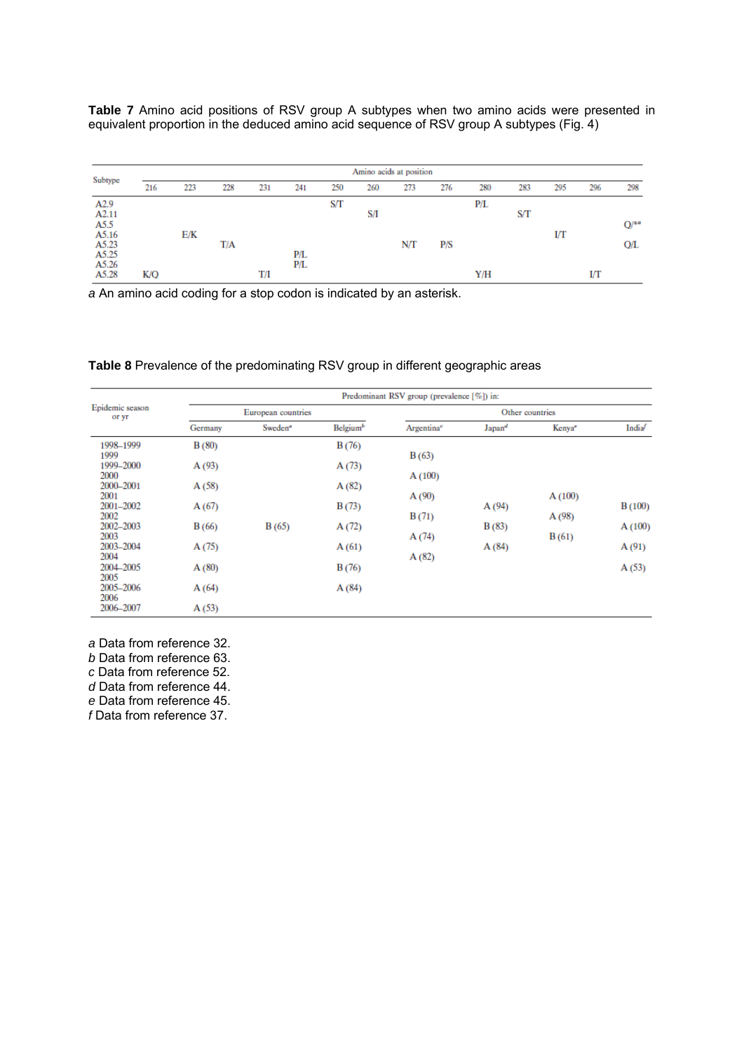**Table 7** Amino acid positions of RSV group A subtypes when two amino acids were presented in equivalent proportion in the deduced amino acid sequence of RSV group A subtypes (Fig. 4)

| Subtype | Amino acids at position | | | | | | | | | | | | | |
|---|---|---|---|---|---|---|---|---|---|---|---|---|---|---|
| | 216 | 223 | 228 | 231 | 241 | 250 | 260 | 273 | 276 | 280 | 283 | 295 | 296 | 298 |
| A2.9 | | | | | | S/T | | | | P/L | | | | |
| A2.11 | | | | | | | S/I | | | | S/T | | | |
| A5.5 | | | | | | | | | | | | | | Q/*[a] |
| A5.16 | | E/K | | | | | | | | | | I/T | | |
| A5.23 | | | T/A | | | | | N/T | P/S | | | | | Q/L |
| A5.25 | | | | | P/L | | | | | | | | | |
| A5.26 | | | | | P/L | | | | | | | | | |
| A5.28 | K/Q | | | T/I | | | | | | Y/H | | | I/T | |

*a* An amino acid coding for a stop codon is indicated by an asterisk.

**Table 8** Prevalence of the predominating RSV group in different geographic areas

| Epidemic season or yr | Predominant RSV group (prevalence [%]) in: | | | | | | |
|---|---|---|---|---|---|---|---|
| | European countries | | | Other countries | | | |
| | Germany | Sweden[a] | Belgium[b] | Argentina[c] | Japan[d] | Kenya[e] | India[f] |
| 1998–1999 | B (80) | | B (76) | | | | |
| 1999 | | | | B (63) | | | |
| 1999–2000 | A (93) | | A (73) | | | | |
| 2000 | | | | A (100) | | | |
| 2000–2001 | A (58) | | A (82) | | | | |
| 2001 | | | | A (90) | | A (100) | |
| 2001–2002 | A (67) | | B (73) | | A (94) | | B (100) |
| 2002 | | | | B (71) | | A (98) | |
| 2002–2003 | B (66) | B (65) | A (72) | | B (83) | | A (100) |
| 2003 | | | | A (74) | | B (61) | |
| 2003–2004 | A (75) | | A (61) | | A (84) | | A (91) |
| 2004 | | | | A (82) | | | |
| 2004–2005 | A (80) | | B (76) | | | | A (53) |
| 2005–2006 | A (64) | | A (84) | | | | |
| 2006–2007 | A (53) | | | | | | |

*a* Data from reference 32.
*b* Data from reference 63.
*c* Data from reference 52.
*d* Data from reference 44.
*e* Data from reference 45.
*f* Data from reference 37.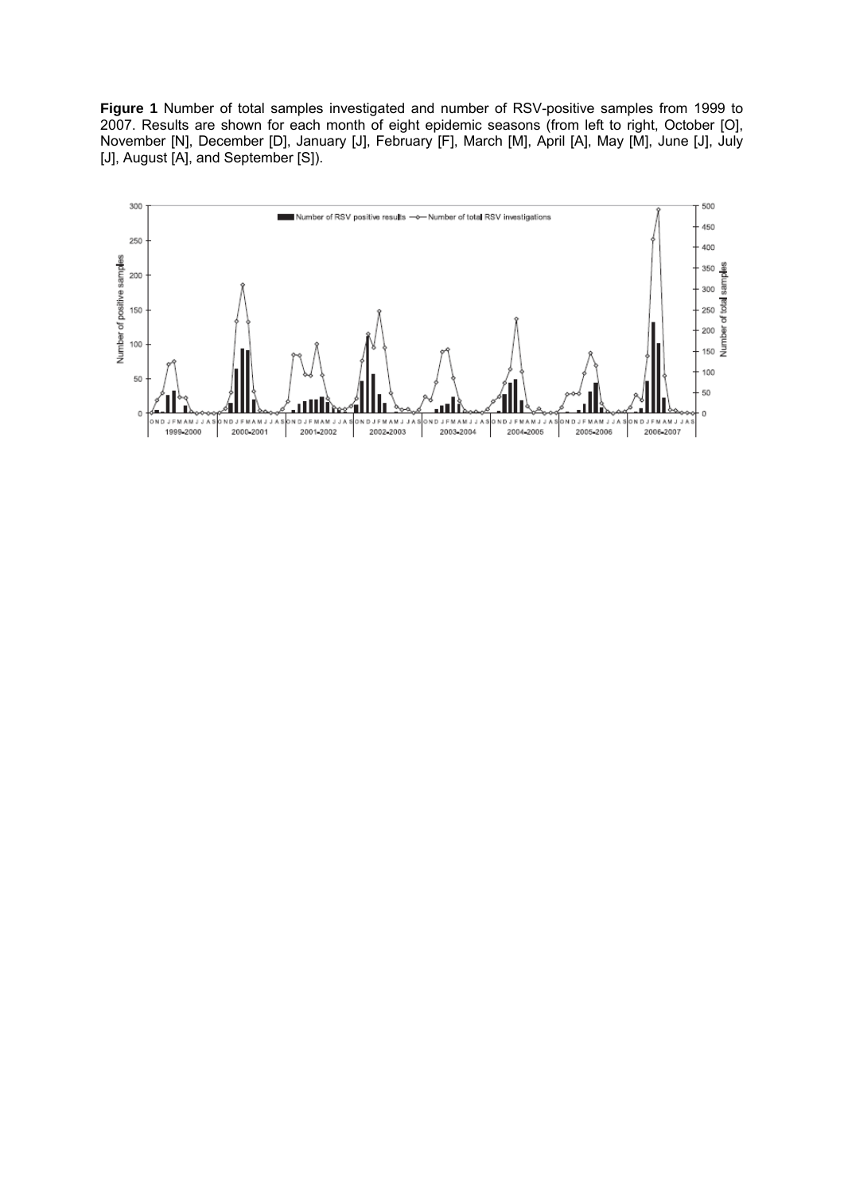**Figure 1** Number of total samples investigated and number of RSV-positive samples from 1999 to 2007. Results are shown for each month of eight epidemic seasons (from left to right, October [O], November [N], December [D], January [J], February [F], March [M], April [A], May [M], June [J], July [J], August [A], and September [S]).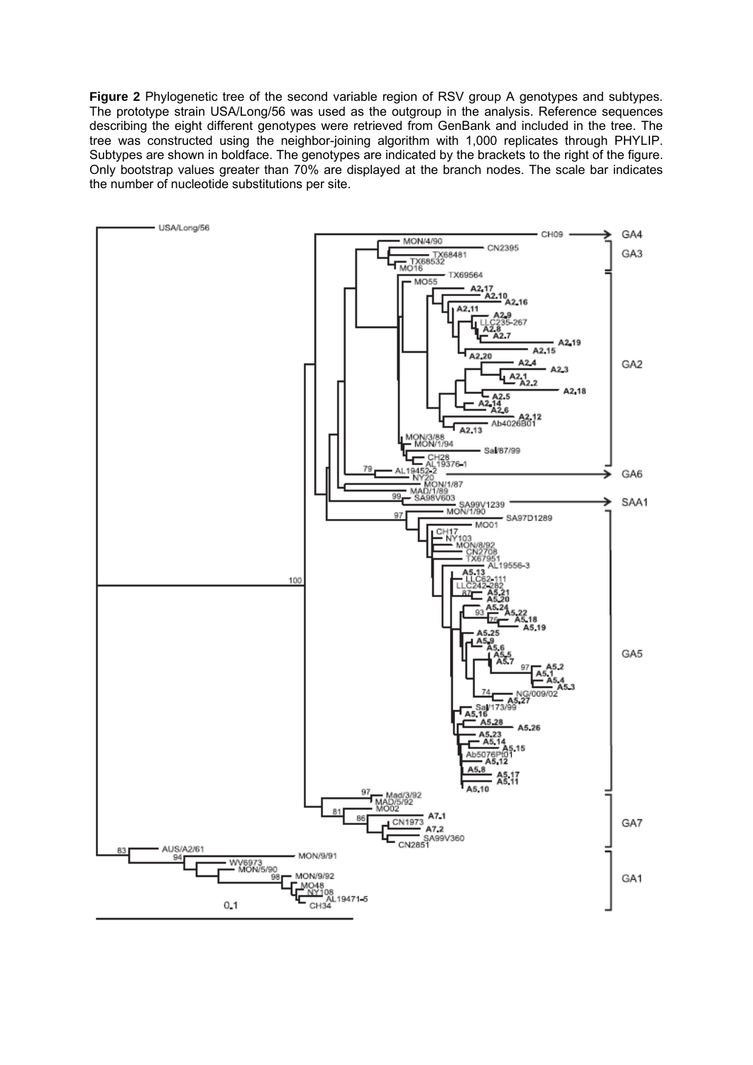**Figure 2** Phylogenetic tree of the second variable region of RSV group A genotypes and subtypes. The prototype strain USA/Long/56 was used as the outgroup in the analysis. Reference sequences describing the eight different genotypes were retrieved from GenBank and included in the tree. The tree was constructed using the neighbor-joining algorithm with 1,000 replicates through PHYLIP. Subtypes are shown in boldface. The genotypes are indicated by the brackets to the right of the figure. Only bootstrap values greater than 70% are displayed at the branch nodes. The scale bar indicates the number of nucleotide substitutions per site.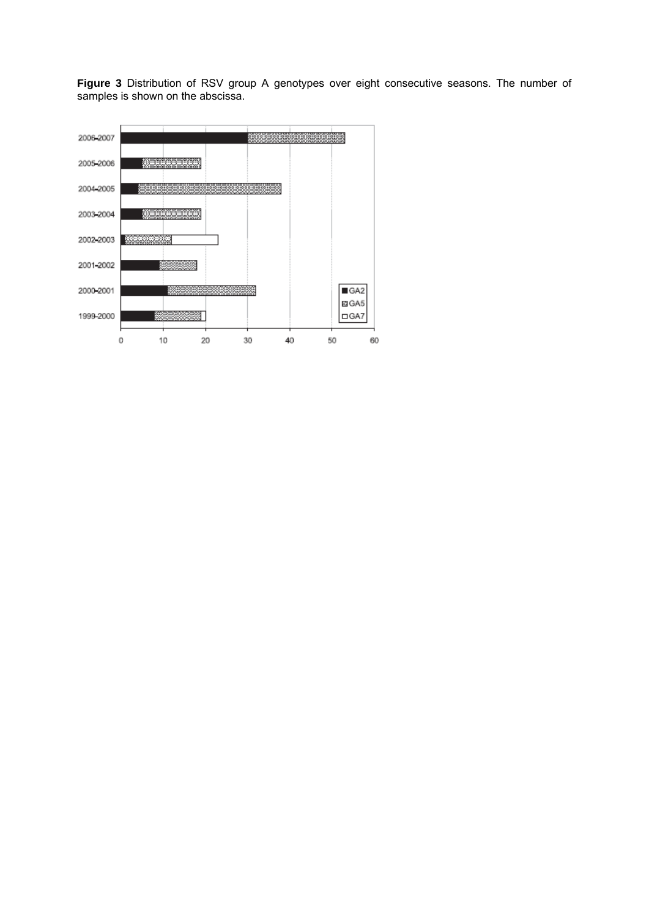**Figure 3** Distribution of RSV group A genotypes over eight consecutive seasons. The number of samples is shown on the abscissa.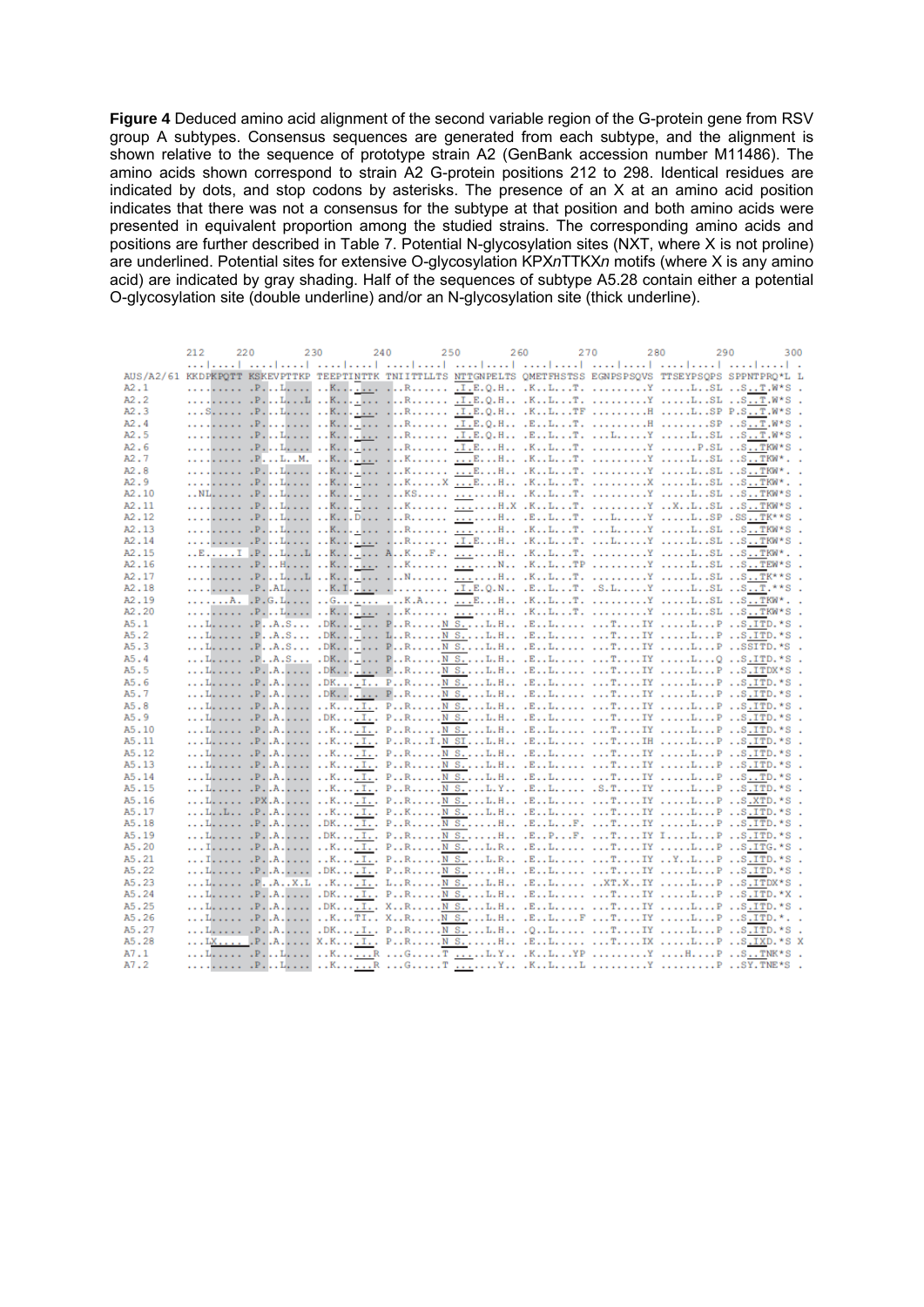**Figure 4** Deduced amino acid alignment of the second variable region of the G-protein gene from RSV group A subtypes. Consensus sequences are generated from each subtype, and the alignment is shown relative to the sequence of prototype strain A2 (GenBank accession number M11486). The amino acids shown correspond to strain A2 G-protein positions 212 to 298. Identical residues are indicated by dots, and stop codons by asterisks. The presence of an X at an amino acid position indicates that there was not a consensus for the subtype at that position and both amino acids were presented in equivalent proportion among the studied strains. The corresponding amino acids and positions are further described in Table 7. Potential N-glycosylation sites (NXT, where X is not proline) are underlined. Potential sites for extensive O-glycosylation KPX*n*TTKX*n* motifs (where X is any amino acid) are indicated by gray shading. Half of the sequences of subtype A5.28 contain either a potential O-glycosylation site (double underline) and/or an N-glycosylation site (thick underline).

```
           212   220        230        240        250        260        270        280        290        300
           ....|....| ....|....| ....|....| ....|....| ....|....| ....|....| ....|....| ....|....| ....|....| .
AUS/A2/61  KKDPKPQTT KSKEVPTTKP TEEPTINTTK TNIITTLLTS NTTGNPELTS QMETFHSTSS EGNPSPSQVS TTSEYPSQPS SPPNTPRQ*L L
A2.1       ......... .P...L.... ..K....... ..R....... .I.E.Q.H.. .K..L...T. .........Y .....L..SL ..S..T.W*S .
A2.2       ......... .P...L...L ..K....... ..R....... .I.E.Q.H.. .K..L...T. .........Y .....L..SL ..S..T.W*S .
A2.3       ...S..... .P...L.... ..K....... ..R....... .I.E.Q.H.. .K..L...TF .........H .....L..SP P.S..T.W*S .
A2.4       ......... .P........ ..K....... ..R....... .I.E.Q.H.. .E..L...T. .........H ........SP ..S..T.W*S .
A2.5       ......... .P...L.... ..K....... ..R....... .I.E.Q.H.. .E..L...T. ...L.....Y .....L..SL ..S..T.W*S .
A2.6       ......... .P...L.... ..K....... ..R....... .I.E...H.. .K..L...T. .........Y ......P.SL ..S..TKW*S .
A2.7       ......... .P...L..M. ..K....... ..K....... ...E...H.. .K..L...T. .........Y .....L..SL ..S..TKW*. .
A2.8       ......... .P...L.... ..K....... ..K....... ...E...H.. .K..L...T. .........Y .....L..SL ..S..TKW*. .
A2.9       ......... .P...L.... ..K....... ..K.....X ...E...H.. .K..L...T. .........X .....L..SL ..S..TKW*. .
A2.10      ..NL..... .P...L.... ..K....... ..KS...... .......H.. .K..L...T. .........Y .....L..SL ..S..TKW*S .
A2.11      ......... .P...L.... ..K....... ..K....... .......H.X .K..L...T. .........Y ..X..L..SL ..S..TKW*S .
A2.12      ......... .P...L.... ..K...D... ..R....... .......H.. .E..L...T. ...L.....Y .....L..SP .SS..TK**S .
A2.13      ......... .P...L.... ..K....... ..R....... .......H.. .K..L...T. ...L.....Y .....L..SL ..S..TKW*S .
A2.14      ......... .P...L.... ..K....... ..R....... .I.E...H.. .K..L...T. ...L.....Y .....L..SL ..S..TKW*S .
A2.15      ..E.....I .P...L...L ..K....... A..K...F.. .......H.. .K..L...T. .........Y .....L..SL ..S..TKW*. .
A2.16      ......... .P...H.... ..K....... ..K....... .......N.. .K..L...TP .........Y .....L..SL ..S..TEW*S .
A2.17      ......... .P...L...L ..K....... ..N....... .......H.. .K..L...T. .........Y .....L..SL ..S..TK**S .
A2.18      ......... .P..AL.... ..K.I..... .......... .I.E.Q.N.. .E..L...T. .S.L.....Y .....L..SL ..S..T.**S .
A2.19      .......A. .P.G.L.... ..G....... ..K.A..... ...E...H.. .K..L...T. .........Y .....L..SL ..S..TKW*. .
A2.20      ......... .P...L.... ..K....... ..K....... .......H.. .K..L...T. .........Y .....L..SL ..S..TKW*S .
A5.1       ...L..... .P..A.S... .DK....... P..R.....N S.....L.H.. .E..L..... ...T....IY .....L...P ..S.ITD.*S .
A5.2       ...L..... .P..A.S... .DK....... L..R.....N S.....L.H.. .E..L..... ...T....IY .....L...P ..S.ITD.*S .
A5.3       ...L..... .P..A.S... .DK....... P..R.....N S.....L.H.. .E..L..... ...T....IY .....L...P ..SSITD.*S .
A5.4       ...L..... .P..A.S... .DK....... P..R.....N S.....L.H.. .E..L..... ...T....IY .....L...Q ..S.ITD.*S .
A5.5       ...L..... .P..A..... .DK....... P..R.....N S.....L.H.. .E..L..... ...T....IY .....L...P ..S.ITDX*S .
A5.6       ...L..... .P..A..... .DK....I.. P..R.....N S.....L.H.. .E..L..... ...T....IY .....L...P ..S.ITD.*S .
A5.7       ...L..... .P..A..... .DK....... P..R.....N S.....L.H.. .E..L..... ...T....IY .....L...P ..S.ITD.*S .
A5.8       ...L..... .P..A..... ..K....I.. P..R.....N S.....L.H.. .E..L..... ...T....IY .....L...P ..S.ITD.*S .
A5.9       ...L..... .P..A..... .DK....I.. P..R.....N S.....L.H.. .E..L..... ...T....IY .....L...P ..S.ITD.*S .
A5.10      ...L..... .P..A..... ..K....I.. P..R.....N S.....L.H.. .E..L..... ...T....IY .....L...P ..S.ITD.*S .
A5.11      ...L..... .P..A..... ..K....I.. P..R...I.N SI....L.H.. .E..L..... ...T....IH .....L...P ..S.ITD.*S .
A5.12      ...L..... .P..A..... ..K....I.. P..R.....N S.....L.H.. .E..L..... ...T....IY .....L...P ..S.ITD.*S .
A5.13      ...L..... .P..A..... ..K....I.. P..R.....N S.....L.H.. .E..L..... ...T....IY .....L...P ..S.ITD.*S .
A5.14      ...L..... .P..A..... ..K....I.. P..R.....N S.....L.H.. .E..L..... ...T....IY .....L...P ..S.ITD.*S .
A5.15      ...L..... .P..A..... ..K....I.. P..R.....N S.....L.Y.. .E..L..... .S.T....IY .....L...P ..S.ITD.*S .
A5.16      ...L..... .PX.A..... ..K....I.. P..R.....N S.....L.H.. .E..L..... ...T....IY .....L...P ..S.XTD.*S .
A5.17      ...L..L.. .P..A..... ..K....I.. P..K.....N S.....L.H.. .E..L..... ...T....IY .....L...P ..S.ITD.*S .
A5.18      ...L..... .P..A..... .DK....I.. P..R.....N S.......H.. .E..L...F. ...T....IY .....L...P ..S.ITD.*S .
A5.19      ...L..... .P..A..... .DK....I.. P..R.....N S.......H.. .E..P...F. ...T....IY I....L...P ..S.ITD.*S .
A5.20      ...I..... .P..A..... ..K....I.. P..R.....N S.....L.R.. .E..L..... ...T....IY .....L...P ..S.ITG.*S .
A5.21      ...I..... .P..A..... ..K....I.. L..R.....N S.....L.H.. .E..L..... ...T....IY ..Y..L...P ..S.ITD.*S .
A5.22      ...L..... .P..A..... .DK....I.. P..R.....N S.......H.. .E..L..... ...T....IY .....L...P ..S.ITD.*S .
A5.23      ...L..... .P..A..X.L ..K....I.. L..R.....N S.....L.H.. .E..L..... ..XT.X..IY .....L...P ..S.ITDX*S .
A5.24      ...L..... .P..A..... .DK....I.. P..R.....N S.....L.H.. .E..L..... ...T....IY .....L...P ..S.ITD.*X .
A5.25      ...L..... .P..A..... .DK....I.. X..R.....N S.....L.H.. .E..L..... ...T....IY .....L...P ..S.ITD.*S .
A5.26      ...L..... .P..A..... ..K..TI... X..R.....N S.....L.H.. .E..L....F ...T....IY .....L...P ..S.ITD.*. .
A5.27      ...L..... .P..A..... .DK....I.. P..R.....N S.....L.H.. .Q..L..... ...T....IY .....L...P ..S.ITD.*S .
A5.28      ...LX.... .P..A..... X.K....I.. P..R.....N S.......H.. .E..L..... ...T....IX .....L...P ..S.IXD.*S X
A7.1       ...L..... .P...L.... ..K.....R ...G.....T .......L.Y.. .K..L...YP .........Y ....H....P ..S..TNK*S .
A7.2       ......... .P...L.... ..K.....R ...G.....T .......Y.. .K..L....L .........Y .........P ..SY.TNE*S .
```